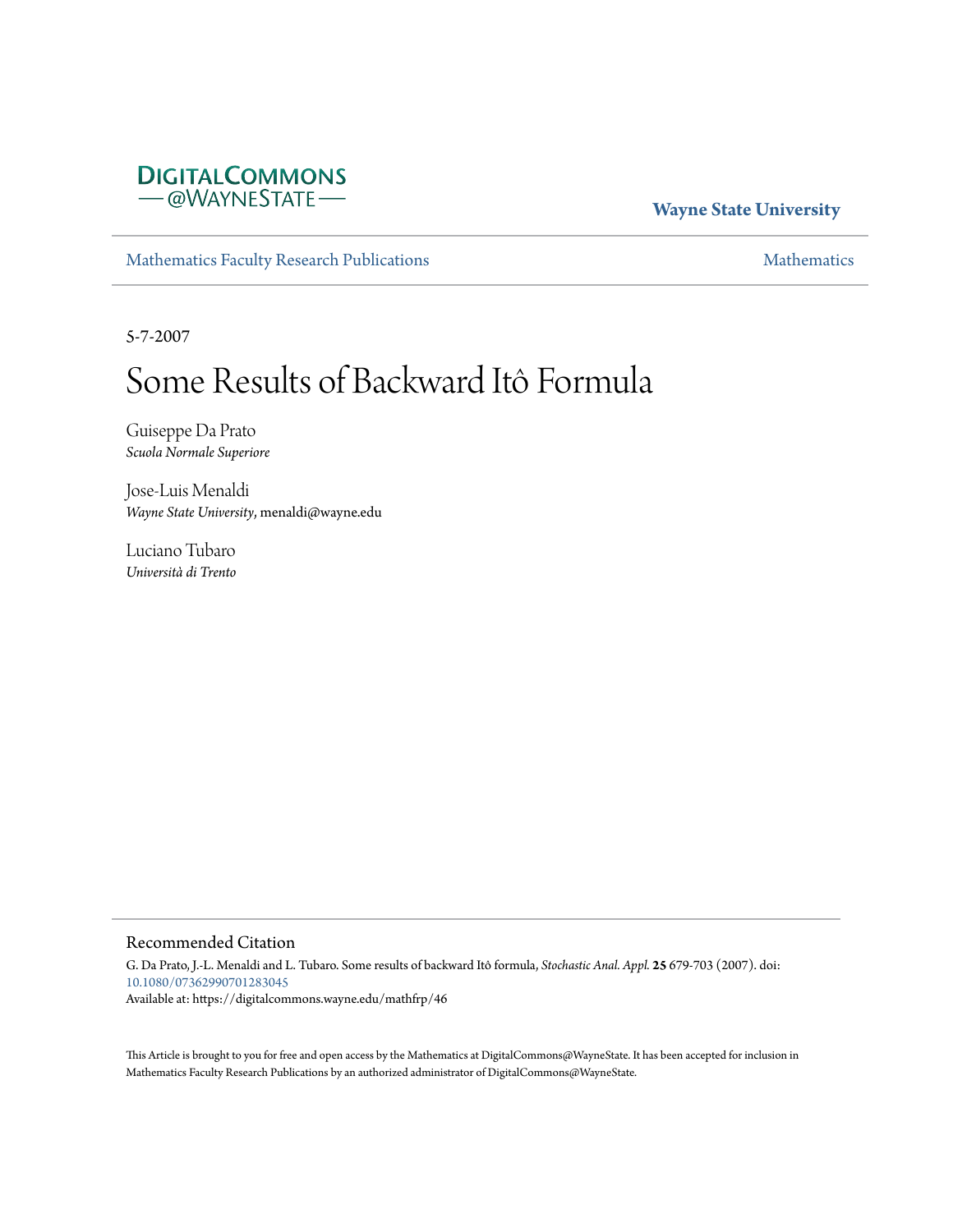DigitalCommons@WayneState

**Wayne State University**

Mathematics Faculty Research Publications | Mathematics

5-7-2007

# Some Results of Backward Itô Formula

Guiseppe Da Prato
*Scuola Normale Superiore*

Jose-Luis Menaldi
*Wayne State University*, menaldi@wayne.edu

Luciano Tubaro
*Università di Trento*

## Recommended Citation

G. Da Prato, J.-L. Menaldi and L. Tubaro. Some results of backward Itô formula, *Stochastic Anal. Appl.* **25** 679-703 (2007). doi: 10.1080/07362990701283045
Available at: https://digitalcommons.wayne.edu/mathfrp/46

This Article is brought to you for free and open access by the Mathematics at DigitalCommons@WayneState. It has been accepted for inclusion in Mathematics Faculty Research Publications by an authorized administrator of DigitalCommons@WayneState.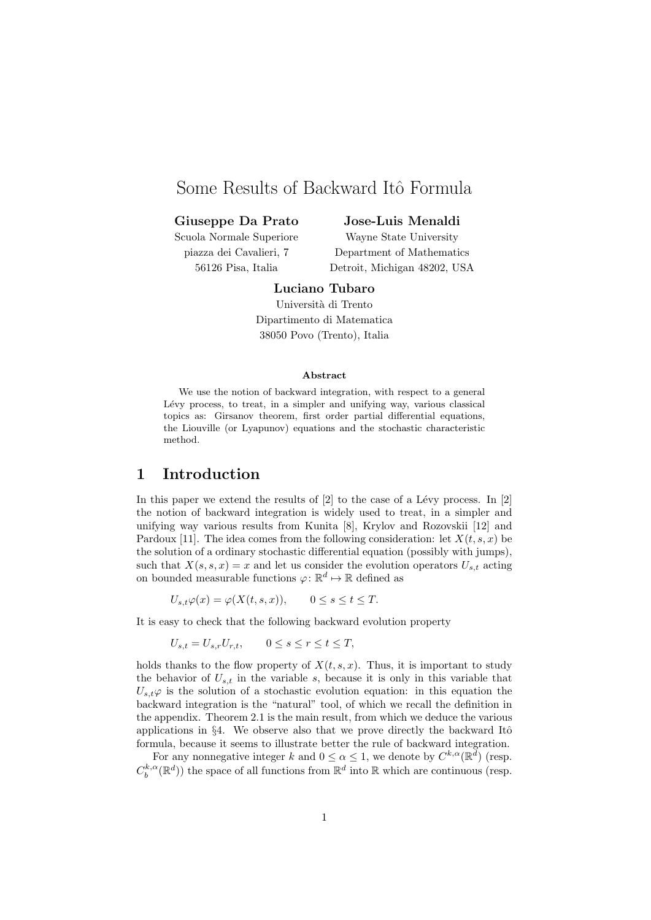# Some Results of Backward Itô Formula

**Giuseppe Da Prato**
Scuola Normale Superiore
piazza dei Cavalieri, 7
56126 Pisa, Italia

**Jose-Luis Menaldi**
Wayne State University
Department of Mathematics
Detroit, Michigan 48202, USA

**Luciano Tubaro**
Università di Trento
Dipartimento di Matematica
38050 Povo (Trento), Italia

**Abstract**

We use the notion of backward integration, with respect to a general Lévy process, to treat, in a simpler and unifying way, various classical topics as: Girsanov theorem, first order partial differential equations, the Liouville (or Lyapunov) equations and the stochastic characteristic method.

## 1 Introduction

In this paper we extend the results of [2] to the case of a Lévy process. In [2] the notion of backward integration is widely used to treat, in a simpler and unifying way various results from Kunita [8], Krylov and Rozovskii [12] and Pardoux [11]. The idea comes from the following consideration: let $X(t,s,x)$ be the solution of a ordinary stochastic differential equation (possibly with jumps), such that $X(s,s,x) = x$ and let us consider the evolution operators $U_{s,t}$ acting on bounded measurable functions $\varphi\colon \mathbb{R}^d \mapsto \mathbb{R}$ defined as

$$U_{s,t}\varphi(x) = \varphi(X(t,s,x)), \qquad 0 \le s \le t \le T.$$

It is easy to check that the following backward evolution property

$$U_{s,t} = U_{s,r}U_{r,t}, \qquad 0 \le s \le r \le t \le T,$$

holds thanks to the flow property of $X(t,s,x)$. Thus, it is important to study the behavior of $U_{s,t}$ in the variable $s$, because it is only in this variable that $U_{s,t}\varphi$ is the solution of a stochastic evolution equation: in this equation the backward integration is the "natural" tool, of which we recall the definition in the appendix. Theorem 2.1 is the main result, from which we deduce the various applications in §4. We observe also that we prove directly the backward Itô formula, because it seems to illustrate better the rule of backward integration.

For any nonnegative integer $k$ and $0 \le \alpha \le 1$, we denote by $C^{k,\alpha}(\mathbb{R}^d)$ (resp. $C_b^{k,\alpha}(\mathbb{R}^d)$) the space of all functions from $\mathbb{R}^d$ into $\mathbb{R}$ which are continuous (resp.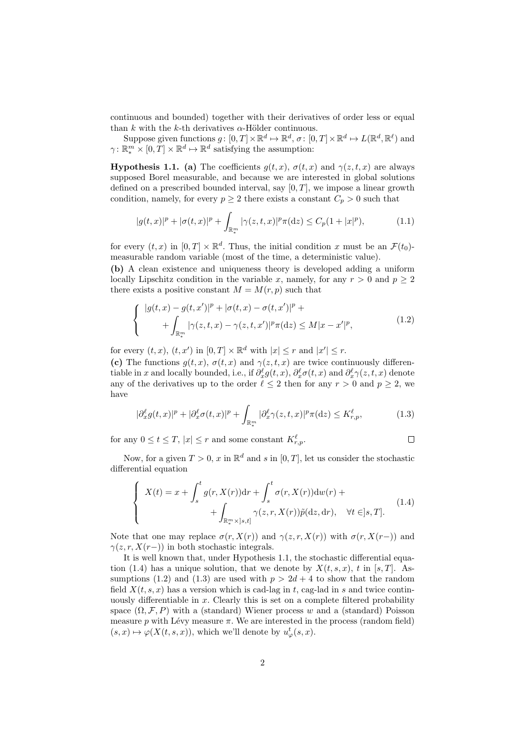continuous and bounded) together with their derivatives of order less or equal than $k$ with the $k$-th derivatives $\alpha$-Hölder continuous.

Suppose given functions $g\colon [0,T]\times\mathbb{R}^d \mapsto \mathbb{R}^d$, $\sigma\colon [0,T]\times\mathbb{R}^d \mapsto L(\mathbb{R}^d,\mathbb{R}^\ell)$ and $\gamma\colon \mathbb{R}^m_* \times [0,T]\times\mathbb{R}^d \mapsto \mathbb{R}^d$ satisfying the assumption:

**Hypothesis 1.1.** **(a)** The coefficients $g(t,x)$, $\sigma(t,x)$ and $\gamma(z,t,x)$ are always supposed Borel measurable, and because we are interested in global solutions defined on a prescribed bounded interval, say $[0,T]$, we impose a linear growth condition, namely, for every $p \geq 2$ there exists a constant $C_p > 0$ such that

$$|g(t,x)|^p + |\sigma(t,x)|^p + \int_{\mathbb{R}^m_*} |\gamma(z,t,x)|^p \pi(\mathrm{d}z) \leq C_p(1+|x|^p), \tag{1.1}$$

for every $(t,x)$ in $[0,T]\times\mathbb{R}^d$. Thus, the initial condition $x$ must be an $\mathcal{F}(t_0)$-measurable random variable (most of the time, a deterministic value).

**(b)** A clean existence and uniqueness theory is developed adding a uniform locally Lipschitz condition in the variable $x$, namely, for any $r>0$ and $p\geq 2$ there exists a positive constant $M = M(r,p)$ such that

$$\left\{ \begin{array}{l} |g(t,x)-g(t,x')|^p + |\sigma(t,x)-\sigma(t,x')|^p + \\ \qquad + \displaystyle\int_{\mathbb{R}^m_*} |\gamma(z,t,x)-\gamma(z,t,x')|^p \pi(\mathrm{d}z) \leq M|x-x'|^p, \end{array} \right. \tag{1.2}$$

for every $(t,x)$, $(t,x')$ in $[0,T]\times\mathbb{R}^d$ with $|x|\leq r$ and $|x'|\leq r$.

**(c)** The functions $g(t,x)$, $\sigma(t,x)$ and $\gamma(z,t,x)$ are twice continuously differentiable in $x$ and locally bounded, i.e., if $\partial_x^\ell g(t,x)$, $\partial_x^\ell \sigma(t,x)$ and $\partial_x^\ell \gamma(z,t,x)$ denote any of the derivatives up to the order $\ell \leq 2$ then for any $r>0$ and $p\geq 2$, we have

$$|\partial_x^\ell g(t,x)|^p + |\partial_x^\ell \sigma(t,x)|^p + \int_{\mathbb{R}^m_*} |\partial_x^\ell \gamma(z,t,x)|^p \pi(\mathrm{d}z) \leq K^\ell_{r,p}, \tag{1.3}$$

for any $0\leq t\leq T$, $|x|\leq r$ and some constant $K^\ell_{r,p}$. □

Now, for a given $T>0$, $x$ in $\mathbb{R}^d$ and $s$ in $[0,T]$, let us consider the stochastic differential equation

$$\left\{ \begin{array}{l} X(t) = x + \displaystyle\int_s^t g(r,X(r))\mathrm{d}r + \int_s^t \sigma(r,X(r))\mathrm{d}w(r) + \\ \qquad\qquad + \displaystyle\int_{\mathbb{R}^m_*\times]s,t]} \gamma(z,r,X(r))\tilde{p}(\mathrm{d}z,\mathrm{d}r), \quad \forall t \in ]s,T]. \end{array} \right. \tag{1.4}$$

Note that one may replace $\sigma(r,X(r))$ and $\gamma(z,r,X(r))$ with $\sigma(r,X(r-))$ and $\gamma(z,r,X(r-))$ in both stochastic integrals.

It is well known that, under Hypothesis 1.1, the stochastic differential equation (1.4) has a unique solution, that we denote by $X(t,s,x)$, $t$ in $[s,T]$. Assumptions (1.2) and (1.3) are used with $p > 2d+4$ to show that the random field $X(t,s,x)$ has a version which is cad-lag in $t$, cag-lad in $s$ and twice continuously differentiable in $x$. Clearly this is set on a complete filtered probability space $(\Omega,\mathcal{F},P)$ with a (standard) Wiener process $w$ and a (standard) Poisson measure $p$ with Lévy measure $\pi$. We are interested in the process (random field) $(s,x)\mapsto \varphi(X(t,s,x))$, which we'll denote by $u^t_\varphi(s,x)$.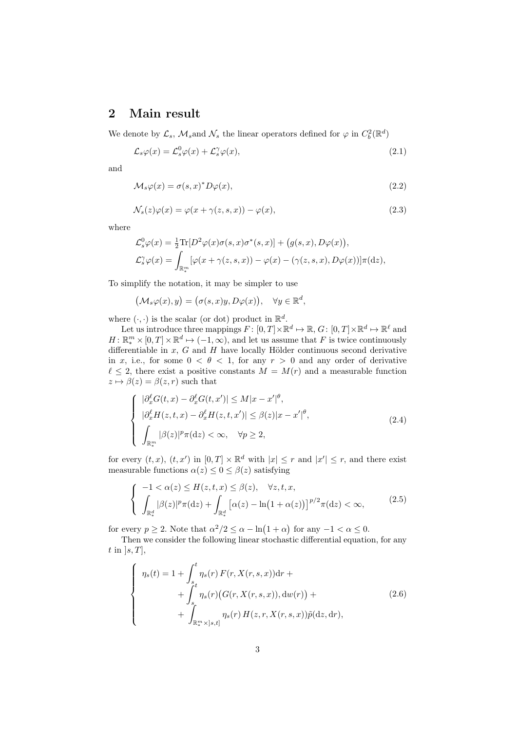## 2 Main result

We denote by $\mathcal{L}_s$, $\mathcal{M}_s$and $\mathcal{N}_s$ the linear operators defined for $\varphi$ in $C_b^2(\mathbb{R}^d)$

$$\mathcal{L}_s\varphi(x) = \mathcal{L}_s^0\varphi(x) + \mathcal{L}_s^\gamma\varphi(x), \tag{2.1}$$

and

$$\mathcal{M}_s\varphi(x) = \sigma(s,x)^* D\varphi(x), \tag{2.2}$$

$$\mathcal{N}_s(z)\varphi(x) = \varphi(x + \gamma(z,s,x)) - \varphi(x), \tag{2.3}$$

where

$$\mathcal{L}_s^0\varphi(x) = \tfrac{1}{2}\mathrm{Tr}[D^2\varphi(x)\sigma(s,x)\sigma^*(s,x)] + \big(g(s,x), D\varphi(x)\big),$$

$$\mathcal{L}_s^\gamma\varphi(x) = \int_{\mathbb{R}_*^m} [\varphi(x+\gamma(z,s,x)) - \varphi(x) - (\gamma(z,s,x), D\varphi(x))]\pi(\mathrm{d}z),$$

To simplify the notation, it may be simpler to use

$$\big(\mathcal{M}_s\varphi(x), y\big) = \big(\sigma(s,x)y, D\varphi(x)\big), \quad \forall y \in \mathbb{R}^d,$$

where $(\cdot,\cdot)$ is the scalar (or dot) product in $\mathbb{R}^d$.

Let us introduce three mappings $F\colon [0,T]\times\mathbb{R}^d \mapsto \mathbb{R}$, $G\colon [0,T]\times\mathbb{R}^d \mapsto \mathbb{R}^\ell$ and $H\colon \mathbb{R}_*^m \times [0,T]\times\mathbb{R}^d \mapsto (-1,\infty)$, and let us assume that $F$ is twice continuously differentiable in $x$, $G$ and $H$ have locally Hölder continuous second derivative in $x$, i.e., for some $0 < \theta < 1$, for any $r > 0$ and any order of derivative $\ell \le 2$, there exist a positive constants $M = M(r)$ and a measurable function $z \mapsto \beta(z) = \beta(z,r)$ such that

$$\begin{cases} |\partial_x^\ell G(t,x) - \partial_x^\ell G(t,x')| \le M|x-x'|^\theta, \\ |\partial_x^\ell H(z,t,x) - \partial_x^\ell H(z,t,x')| \le \beta(z)|x-x'|^\theta, \\ \displaystyle\int_{\mathbb{R}_*^m} |\beta(z)|^p\pi(\mathrm{d}z) < \infty, \quad \forall p \ge 2, \end{cases} \tag{2.4}$$

for every $(t,x)$, $(t,x')$ in $[0,T]\times\mathbb{R}^d$ with $|x| \le r$ and $|x'| \le r$, and there exist measurable functions $\alpha(z) \le 0 \le \beta(z)$ satisfying

$$\begin{cases} -1 < \alpha(z) \le H(z,t,x) \le \beta(z), \quad \forall z,t,x, \\ \displaystyle\int_{\mathbb{R}_*^d} |\beta(z)|^p\pi(\mathrm{d}z) + \int_{\mathbb{R}_*^d} \big[\alpha(z) - \ln\big(1+\alpha(z)\big)\big]^{p/2}\pi(\mathrm{d}z) < \infty, \end{cases} \tag{2.5}$$

for every $p \ge 2$. Note that $\alpha^2/2 \le \alpha - \ln\big(1+\alpha\big)$ for any $-1 < \alpha \le 0$.

Then we consider the following linear stochastic differential equation, for any $t$ in $]s,T]$,

$$\begin{cases} \eta_s(t) = 1 + \displaystyle\int_s^t \eta_s(r)\, F(r, X(r,s,x))\mathrm{d}r + \\ \qquad + \displaystyle\int_s^t \eta_s(r)\big(G(r, X(r,s,x)), \mathrm{d}w(r)\big) + \\ \qquad + \displaystyle\int_{\mathbb{R}_*^m\times]s,t]} \eta_s(r)\, H(z,r,X(r,s,x))\tilde{p}(\mathrm{d}z,\mathrm{d}r), \end{cases} \tag{2.6}$$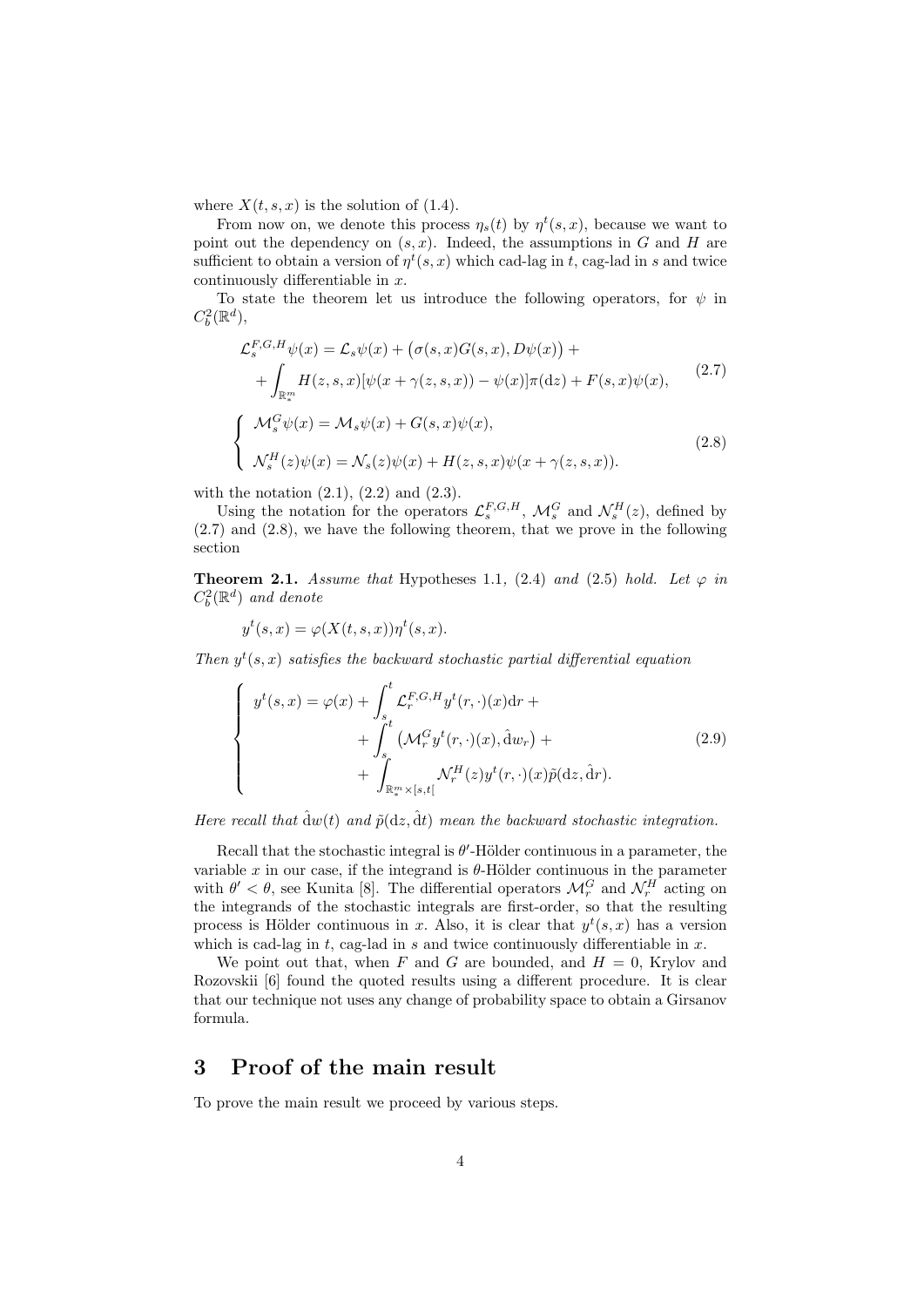where $X(t,s,x)$ is the solution of (1.4).

From now on, we denote this process $\eta_s(t)$ by $\eta^t(s,x)$, because we want to point out the dependency on $(s,x)$. Indeed, the assumptions in $G$ and $H$ are sufficient to obtain a version of $\eta^t(s,x)$ which cad-lag in $t$, cag-lad in $s$ and twice continuously differentiable in $x$.

To state the theorem let us introduce the following operators, for $\psi$ in $C_b^2(\mathbb{R}^d)$,

$$
\begin{aligned}
\mathcal{L}_s^{F,G,H}\psi(x) &= \mathcal{L}_s\psi(x) + \big(\sigma(s,x)G(s,x), D\psi(x)\big) + \\
&+ \int_{\mathbb{R}_*^m} H(z,s,x)[\psi(x+\gamma(z,s,x)) - \psi(x)]\pi(\mathrm{d}z) + F(s,x)\psi(x),
\end{aligned}
\tag{2.7}
$$

$$
\begin{cases}
\mathcal{M}_s^G\psi(x) = \mathcal{M}_s\psi(x) + G(s,x)\psi(x), \\[1ex]
\mathcal{N}_s^H(z)\psi(x) = \mathcal{N}_s(z)\psi(x) + H(z,s,x)\psi(x+\gamma(z,s,x)).
\end{cases}
\tag{2.8}
$$

with the notation (2.1), (2.2) and (2.3).

Using the notation for the operators $\mathcal{L}_s^{F,G,H}$, $\mathcal{M}_s^G$ and $\mathcal{N}_s^H(z)$, defined by (2.7) and (2.8), we have the following theorem, that we prove in the following section

**Theorem 2.1.** *Assume that* Hypotheses 1.1, (2.4) *and* (2.5) *hold. Let* $\varphi$ *in* $C_b^2(\mathbb{R}^d)$ *and denote*

$$
y^t(s,x) = \varphi(X(t,s,x))\eta^t(s,x).
$$

*Then* $y^t(s,x)$ *satisfies the backward stochastic partial differential equation*

$$
\begin{cases}
y^t(s,x) = \varphi(x) + \displaystyle\int_s^t \mathcal{L}_r^{F,G,H} y^t(r,\cdot)(x)\mathrm{d}r + \\
\qquad\qquad + \displaystyle\int_s^t \big(\mathcal{M}_r^G y^t(r,\cdot)(x), \hat{\mathrm{d}}w_r\big) + \\
\qquad\qquad + \displaystyle\int_{\mathbb{R}_*^m\times[s,t[} \mathcal{N}_r^H(z) y^t(r,\cdot)(x)\tilde{p}(\mathrm{d}z,\hat{\mathrm{d}}r).
\end{cases}
\tag{2.9}
$$

*Here recall that* $\hat{\mathrm{d}}w(t)$ *and* $\tilde{p}(\mathrm{d}z,\hat{\mathrm{d}}t)$ *mean the backward stochastic integration.*

Recall that the stochastic integral is $\theta'$-Hölder continuous in a parameter, the variable $x$ in our case, if the integrand is $\theta$-Hölder continuous in the parameter with $\theta' < \theta$, see Kunita [8]. The differential operators $\mathcal{M}_r^G$ and $\mathcal{N}_r^H$ acting on the integrands of the stochastic integrals are first-order, so that the resulting process is Hölder continuous in $x$. Also, it is clear that $y^t(s,x)$ has a version which is cad-lag in $t$, cag-lad in $s$ and twice continuously differentiable in $x$.

We point out that, when $F$ and $G$ are bounded, and $H = 0$, Krylov and Rozovskii [6] found the quoted results using a different procedure. It is clear that our technique not uses any change of probability space to obtain a Girsanov formula.

# 3 Proof of the main result

To prove the main result we proceed by various steps.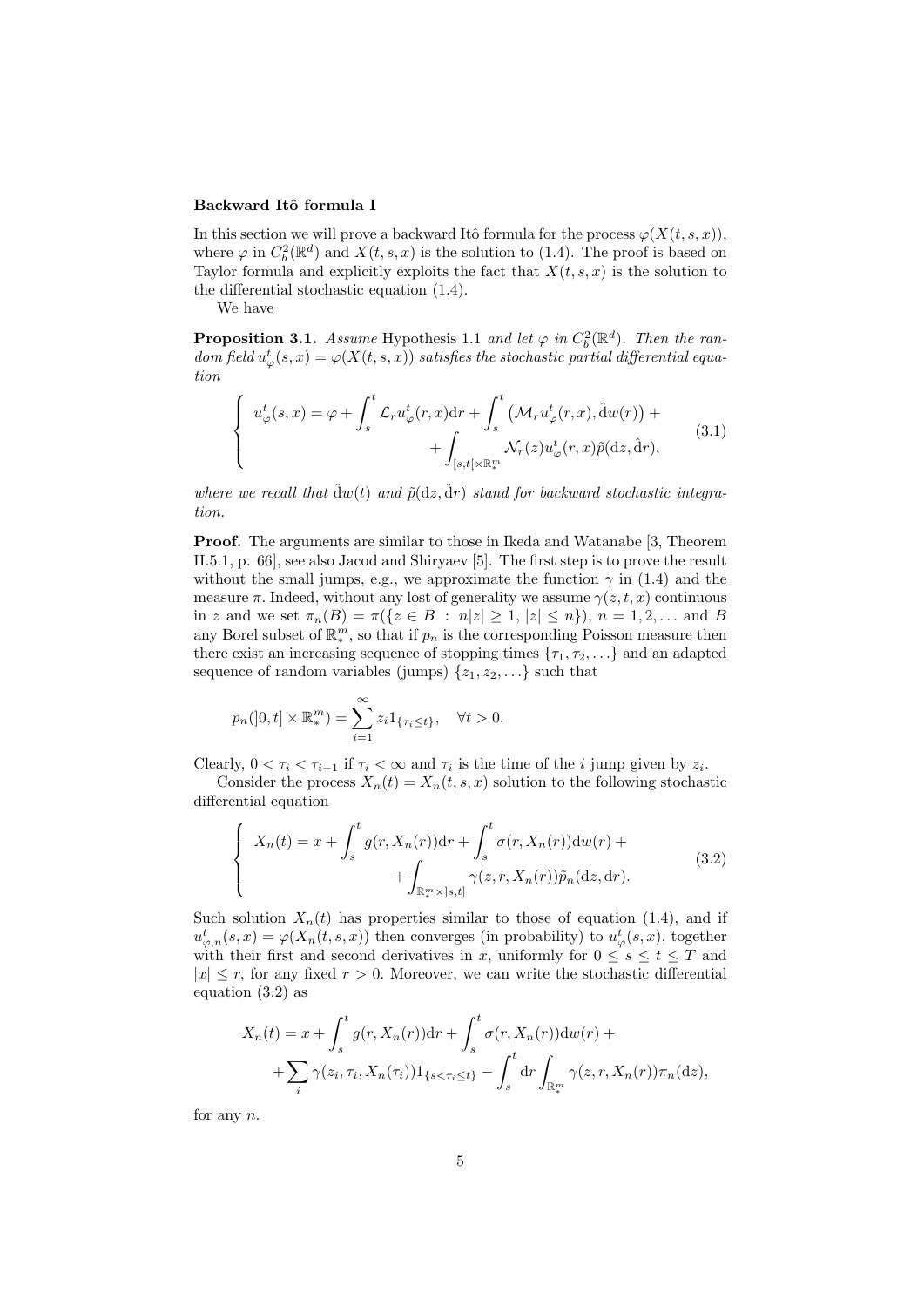**Backward Itô formula I**

In this section we will prove a backward Itô formula for the process $\varphi(X(t,s,x))$, where $\varphi$ in $C_b^2(\mathbb{R}^d)$ and $X(t,s,x)$ is the solution to (1.4). The proof is based on Taylor formula and explicitly exploits the fact that $X(t,s,x)$ is the solution to the differential stochastic equation (1.4).

We have

**Proposition 3.1.** *Assume* Hypothesis 1.1 *and let $\varphi$ in $C_b^2(\mathbb{R}^d)$. Then the random field $u_\varphi^t(s,x) = \varphi(X(t,s,x))$ satisfies the stochastic partial differential equation*

$$
\begin{cases}
u_\varphi^t(s,x) = \varphi + \int_s^t \mathcal{L}_r u_\varphi^t(r,x)\mathrm{d}r + \int_s^t \big(\mathcal{M}_r u_\varphi^t(r,x), \hat{\mathrm{d}}w(r)\big) + \\
\qquad\qquad + \int_{[s,t[\times\mathbb{R}_*^m} \mathcal{N}_r(z) u_\varphi^t(r,x)\tilde{p}(\mathrm{d}z, \hat{\mathrm{d}}r),
\end{cases}
\tag{3.1}
$$

*where we recall that $\hat{\mathrm{d}}w(t)$ and $\tilde{p}(\mathrm{d}z,\hat{\mathrm{d}}r)$ stand for backward stochastic integration.*

**Proof.** The arguments are similar to those in Ikeda and Watanabe [3, Theorem II.5.1, p. 66], see also Jacod and Shiryaev [5]. The first step is to prove the result without the small jumps, e.g., we approximate the function $\gamma$ in (1.4) and the measure $\pi$. Indeed, without any lost of generality we assume $\gamma(z,t,x)$ continuous in $z$ and we set $\pi_n(B) = \pi(\{z \in B \,:\, n|z| \geq 1,\ |z| \leq n\})$, $n = 1,2,\ldots$ and $B$ any Borel subset of $\mathbb{R}_*^m$, so that if $p_n$ is the corresponding Poisson measure then there exist an increasing sequence of stopping times $\{\tau_1, \tau_2, \ldots\}$ and an adapted sequence of random variables (jumps) $\{z_1, z_2, \ldots\}$ such that

$$
p_n(]0,t] \times \mathbb{R}_*^m) = \sum_{i=1}^\infty z_i 1_{\{\tau_i \leq t\}}, \quad \forall t > 0.
$$

Clearly, $0 < \tau_i < \tau_{i+1}$ if $\tau_i < \infty$ and $\tau_i$ is the time of the $i$ jump given by $z_i$.

Consider the process $X_n(t) = X_n(t,s,x)$ solution to the following stochastic differential equation

$$
\begin{cases}
X_n(t) = x + \int_s^t g(r, X_n(r))\mathrm{d}r + \int_s^t \sigma(r, X_n(r))\mathrm{d}w(r) + \\
\qquad\qquad + \int_{\mathbb{R}_*^m \times ]s,t]} \gamma(z, r, X_n(r))\tilde{p}_n(\mathrm{d}z, \mathrm{d}r).
\end{cases}
\tag{3.2}
$$

Such solution $X_n(t)$ has properties similar to those of equation (1.4), and if $u_{\varphi,n}^t(s,x) = \varphi(X_n(t,s,x))$ then converges (in probability) to $u_\varphi^t(s,x)$, together with their first and second derivatives in $x$, uniformly for $0 \leq s \leq t \leq T$ and $|x| \leq r$, for any fixed $r > 0$. Moreover, we can write the stochastic differential equation (3.2) as

$$
\begin{aligned}
X_n(t) = x &+ \int_s^t g(r, X_n(r))\mathrm{d}r + \int_s^t \sigma(r, X_n(r))\mathrm{d}w(r) + \\
&+ \sum_i \gamma(z_i, \tau_i, X_n(\tau_i)) 1_{\{s < \tau_i \leq t\}} - \int_s^t \mathrm{d}r \int_{\mathbb{R}_*^m} \gamma(z, r, X_n(r))\pi_n(\mathrm{d}z),
\end{aligned}
$$

for any $n$.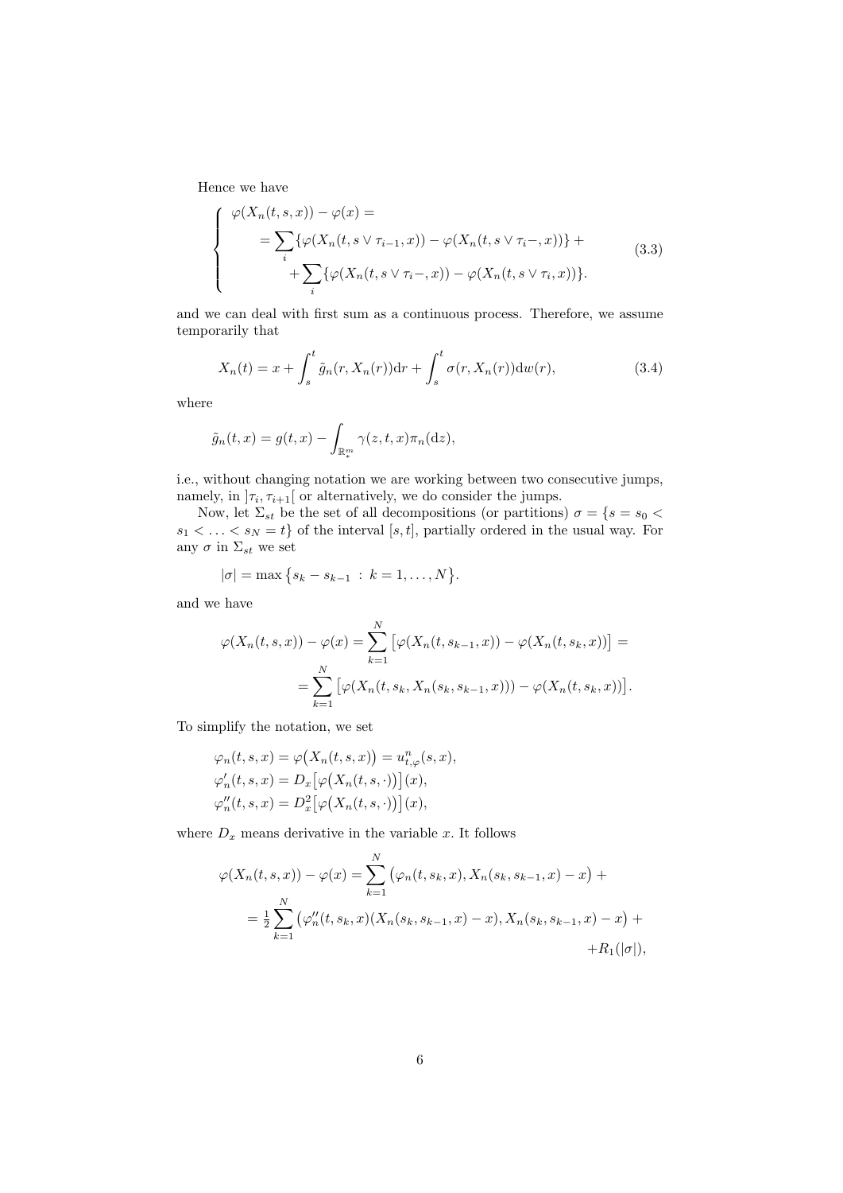Hence we have

$$
\left\{
\begin{aligned}
&\varphi(X_n(t,s,x)) - \varphi(x) = \\
&\qquad = \sum_i \{\varphi(X_n(t, s \vee \tau_{i-1}, x)) - \varphi(X_n(t, s \vee \tau_i -, x))\} + \\
&\qquad\qquad + \sum_i \{\varphi(X_n(t, s \vee \tau_i -, x)) - \varphi(X_n(t, s \vee \tau_i, x))\}.
\end{aligned}
\right. \tag{3.3}
$$

and we can deal with first sum as a continuous process. Therefore, we assume temporarily that

$$
X_n(t) = x + \int_s^t \tilde{g}_n(r, X_n(r)) \mathrm{d}r + \int_s^t \sigma(r, X_n(r)) \mathrm{d}w(r), \tag{3.4}
$$

where

$$
\tilde{g}_n(t,x) = g(t,x) - \int_{\mathbb{R}^m_*} \gamma(z,t,x) \pi_n(\mathrm{d}z),
$$

i.e., without changing notation we are working between two consecutive jumps, namely, in $]\tau_i, \tau_{i+1}[$ or alternatively, we do consider the jumps.

Now, let $\Sigma_{st}$ be the set of all decompositions (or partitions) $\sigma = \{s = s_0 < s_1 < \ldots < s_N = t\}$ of the interval $[s,t]$, partially ordered in the usual way. For any $\sigma$ in $\Sigma_{st}$ we set

$$
|\sigma| = \max\big\{s_k - s_{k-1} \,:\, k = 1, \ldots, N\big\}.
$$

and we have

$$
\begin{aligned}
\varphi(X_n(t,s,x)) - \varphi(x) &= \sum_{k=1}^N \big[\varphi(X_n(t, s_{k-1}, x)) - \varphi(X_n(t, s_k, x))\big] = \\
&= \sum_{k=1}^N \big[\varphi(X_n(t, s_k, X_n(s_k, s_{k-1}, x))) - \varphi(X_n(t, s_k, x))\big].
\end{aligned}
$$

To simplify the notation, we set

$$
\begin{aligned}
&\varphi_n(t,s,x) = \varphi\big(X_n(t,s,x)\big) = u^n_{t,\varphi}(s,x), \\
&\varphi'_n(t,s,x) = D_x\big[\varphi\big(X_n(t,s,\cdot)\big)\big](x), \\
&\varphi''_n(t,s,x) = D^2_x\big[\varphi\big(X_n(t,s,\cdot)\big)\big](x),
\end{aligned}
$$

where $D_x$ means derivative in the variable $x$. It follows

$$
\begin{aligned}
\varphi(X_n(t,s,x)) - \varphi(x) &= \sum_{k=1}^N \big(\varphi_n(t, s_k, x), X_n(s_k, s_{k-1}, x) - x\big) + \\
&= \tfrac{1}{2} \sum_{k=1}^N \big(\varphi''_n(t, s_k, x)(X_n(s_k, s_{k-1}, x) - x), X_n(s_k, s_{k-1}, x) - x\big) + \\
&\qquad\qquad + R_1(|\sigma|),
\end{aligned}
$$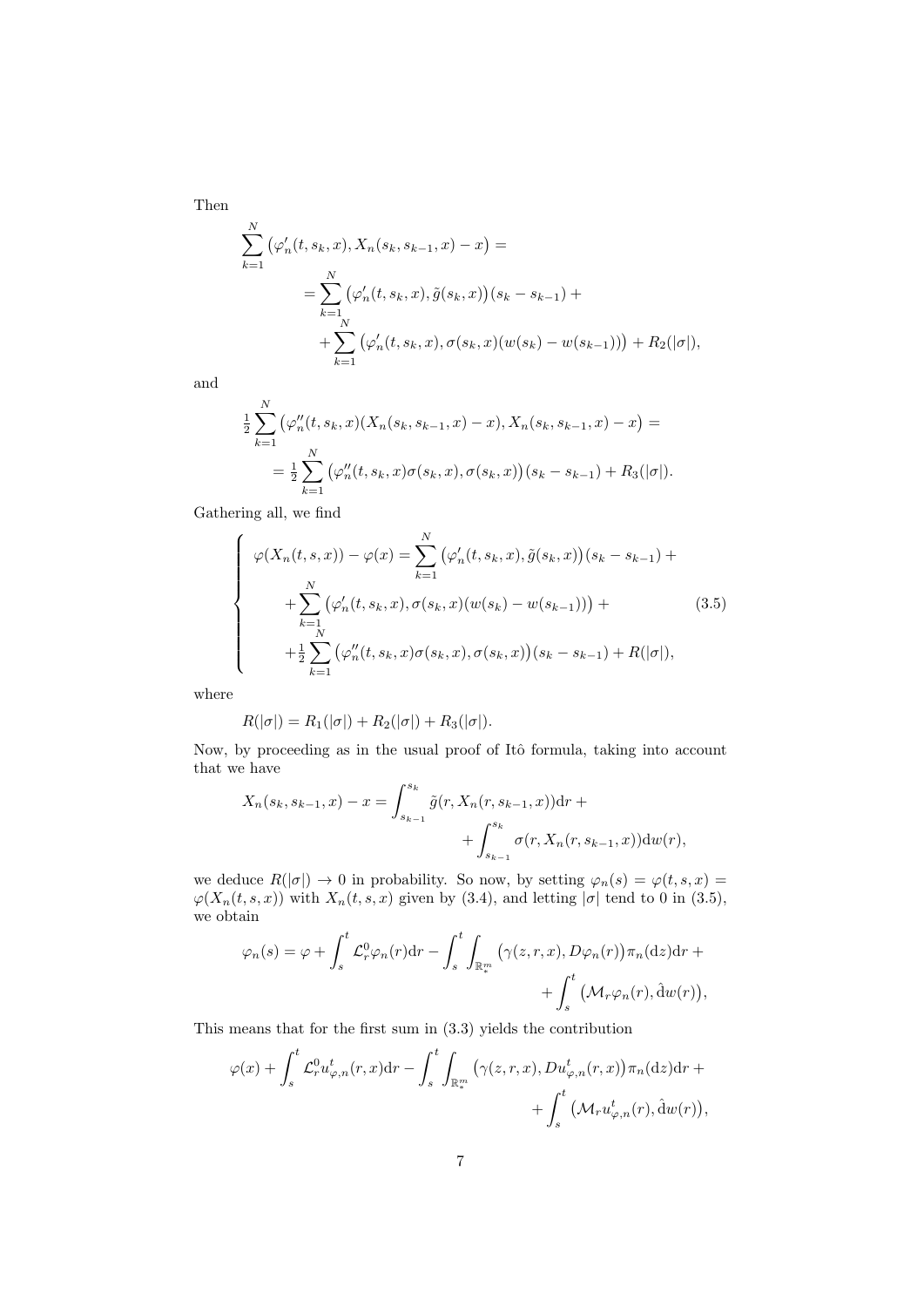Then

$$
\begin{aligned}
\sum_{k=1}^{N} \big(\varphi_n'(t,s_k,x), X_n(s_k,s_{k-1},x)-x\big) &= \\
&= \sum_{k=1}^{N} \big(\varphi_n'(t,s_k,x), \tilde g(s_k,x)\big)(s_k-s_{k-1}) + \\
&\quad + \sum_{k=1}^{N} \big(\varphi_n'(t,s_k,x), \sigma(s_k,x)(w(s_k)-w(s_{k-1}))\big) + R_2(|\sigma|),
\end{aligned}
$$

and

$$
\begin{aligned}
\tfrac{1}{2}\sum_{k=1}^{N} \big(\varphi_n''(t,s_k,x)(X_n(s_k,s_{k-1},x)-x), X_n(s_k,s_{k-1},x)-x\big) &= \\
= \tfrac{1}{2}\sum_{k=1}^{N} \big(\varphi_n''(t,s_k,x)\sigma(s_k,x), \sigma(s_k,x)\big)(s_k-s_{k-1}) + R_3(|\sigma|).
\end{aligned}
$$

Gathering all, we find

$$
\left\{
\begin{aligned}
\varphi(X_n(t,s,x)) - \varphi(x) &= \sum_{k=1}^{N} \big(\varphi_n'(t,s_k,x), \tilde g(s_k,x)\big)(s_k-s_{k-1}) + \\
&+ \sum_{k=1}^{N} \big(\varphi_n'(t,s_k,x), \sigma(s_k,x)(w(s_k)-w(s_{k-1}))\big) + \\
&+ \tfrac{1}{2}\sum_{k=1}^{N} \big(\varphi_n''(t,s_k,x)\sigma(s_k,x), \sigma(s_k,x)\big)(s_k-s_{k-1}) + R(|\sigma|),
\end{aligned}
\right. \tag{3.5}
$$

where

$$
R(|\sigma|) = R_1(|\sigma|) + R_2(|\sigma|) + R_3(|\sigma|).
$$

Now, by proceeding as in the usual proof of Itô formula, taking into account that we have

$$
\begin{aligned}
X_n(s_k,s_{k-1},x) - x = \int_{s_{k-1}}^{s_k} \tilde g(r, X_n(r,s_{k-1},x))\mathrm{d}r &+ \\
&+ \int_{s_{k-1}}^{s_k} \sigma(r, X_n(r,s_{k-1},x))\mathrm{d}w(r),
\end{aligned}
$$

we deduce $R(|\sigma|) \to 0$ in probability. So now, by setting $\varphi_n(s) = \varphi(t,s,x) = \varphi(X_n(t,s,x))$ with $X_n(t,s,x)$ given by (3.4), and letting $|\sigma|$ tend to 0 in (3.5), we obtain

$$
\begin{aligned}
\varphi_n(s) = \varphi + \int_s^t \mathcal{L}_r^0 \varphi_n(r)\mathrm{d}r - \int_s^t \int_{\mathbb{R}_*^m} \big(\gamma(z,r,x), D\varphi_n(r)\big)\pi_n(\mathrm{d}z)\mathrm{d}r &+ \\
&+ \int_s^t \big(\mathcal{M}_r \varphi_n(r), \hat{\mathrm{d}}w(r)\big),
\end{aligned}
$$

This means that for the first sum in (3.3) yields the contribution

$$
\begin{aligned}
\varphi(x) + \int_s^t \mathcal{L}_r^0 u_{\varphi,n}^t(r,x)\mathrm{d}r - \int_s^t \int_{\mathbb{R}_*^m} \big(\gamma(z,r,x), Du_{\varphi,n}^t(r,x)\big)\pi_n(\mathrm{d}z)\mathrm{d}r &+ \\
&+ \int_s^t \big(\mathcal{M}_r u_{\varphi,n}^t(r), \hat{\mathrm{d}}w(r)\big),
\end{aligned}
$$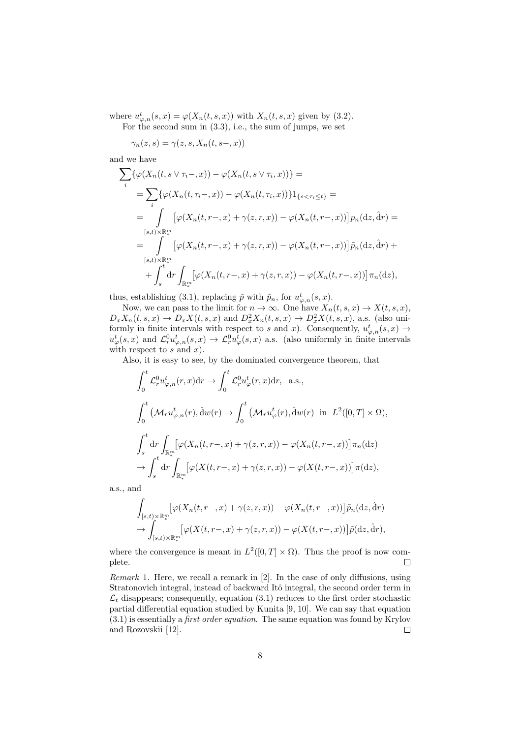where $u^t_{\varphi,n}(s,x) = \varphi(X_n(t,s,x))$ with $X_n(t,s,x)$ given by (3.2).

For the second sum in (3.3), i.e., the sum of jumps, we set

$$\gamma_n(z,s) = \gamma(z,s,X_n(t,s-,x))$$

and we have

$$
\begin{aligned}
&\sum_i \{\varphi(X_n(t, s\vee\tau_i -, x)) - \varphi(X_n(t, s\vee\tau_i, x))\} = \\
&= \sum_i \{\varphi(X_n(t,\tau_i -,x)) - \varphi(X_n(t,\tau_i,x))\} 1_{\{s<\tau_i\le t\}} = \\
&= \int_{[s,t)\times\mathbb{R}^m_*} \big[\varphi(X_n(t,r-,x)+\gamma(z,r,x)) - \varphi(X_n(t,r-,x))\big] p_n(\mathrm{d}z,\hat{\mathrm{d}}r) = \\
&= \int_{[s,t)\times\mathbb{R}^m_*} \big[\varphi(X_n(t,r-,x)+\gamma(z,r,x)) - \varphi(X_n(t,r-,x))\big] \tilde{p}_n(\mathrm{d}z,\hat{\mathrm{d}}r) + \\
&\quad + \int_s^t \mathrm{d}r \int_{\mathbb{R}^m_*} \big[\varphi(X_n(t,r-,x)+\gamma(z,r,x)) - \varphi(X_n(t,r-,x))\big] \pi_n(\mathrm{d}z),
\end{aligned}
$$

thus, establishing (3.1), replacing $\tilde{p}$ with $\tilde{p}_n$, for $u^t_{\varphi,n}(s,x)$.

Now, we can pass to the limit for $n\to\infty$. One have $X_n(t,s,x)\to X(t,s,x)$, $D_x X_n(t,s,x)\to D_x X(t,s,x)$ and $D^2_x X_n(t,s,x)\to D^2_x X(t,s,x)$, a.s. (also uniformly in finite intervals with respect to $s$ and $x$). Consequently, $u^t_{\varphi,n}(s,x)\to u^t_{\varphi}(s,x)$ and $\mathcal{L}^0_r u^t_{\varphi,n}(s,x)\to \mathcal{L}^0_r u^t_{\varphi}(s,x)$ a.s. (also uniformly in finite intervals with respect to $s$ and $x$).

Also, it is easy to see, by the dominated convergence theorem, that

$$\int_0^t \mathcal{L}^0_r u^t_{\varphi,n}(r,x)\mathrm{d}r \to \int_0^t \mathcal{L}^0_r u^t_{\varphi}(r,x)\mathrm{d}r, \quad \text{a.s.},$$

$$\int_0^t \big(\mathcal{M}_r u^t_{\varphi,n}(r),\hat{\mathrm{d}}w(r) \to \int_0^t \big(\mathcal{M}_r u^t_{\varphi}(r),\hat{\mathrm{d}}w(r) \ \text{ in } \ L^2([0,T]\times\Omega),$$

$$
\begin{aligned}
&\int_s^t \mathrm{d}r \int_{\mathbb{R}^m_*} \big[\varphi(X_n(t,r-,x)+\gamma(z,r,x)) - \varphi(X_n(t,r-,x))\big]\pi_n(\mathrm{d}z) \\
&\to \int_s^t \mathrm{d}r \int_{\mathbb{R}^m_*} \big[\varphi(X(t,r-,x)+\gamma(z,r,x)) - \varphi(X(t,r-,x))\big]\pi(\mathrm{d}z),
\end{aligned}
$$

a.s., and

$$
\begin{aligned}
&\int_{[s,t)\times\mathbb{R}^m_*} \big[\varphi(X_n(t,r-,x)+\gamma(z,r,x)) - \varphi(X_n(t,r-,x))\big]\tilde{p}_n(\mathrm{d}z,\hat{\mathrm{d}}r) \\
&\to \int_{[s,t)\times\mathbb{R}^m_*} \big[\varphi(X(t,r-,x)+\gamma(z,r,x)) - \varphi(X(t,r-,x))\big]\tilde{p}(\mathrm{d}z,\hat{\mathrm{d}}r),
\end{aligned}
$$

where the convergence is meant in $L^2([0,T]\times\Omega)$. Thus the proof is now complete. □

*Remark* 1. Here, we recall a remark in [2]. In the case of only diffusions, using Stratonovich integral, instead of backward Itô integral, the second order term in $\mathcal{L}_t$ disappears; consequently, equation (3.1) reduces to the first order stochastic partial differential equation studied by Kunita [9, 10]. We can say that equation (3.1) is essentially a *first order equation*. The same equation was found by Krylov and Rozovskii [12]. □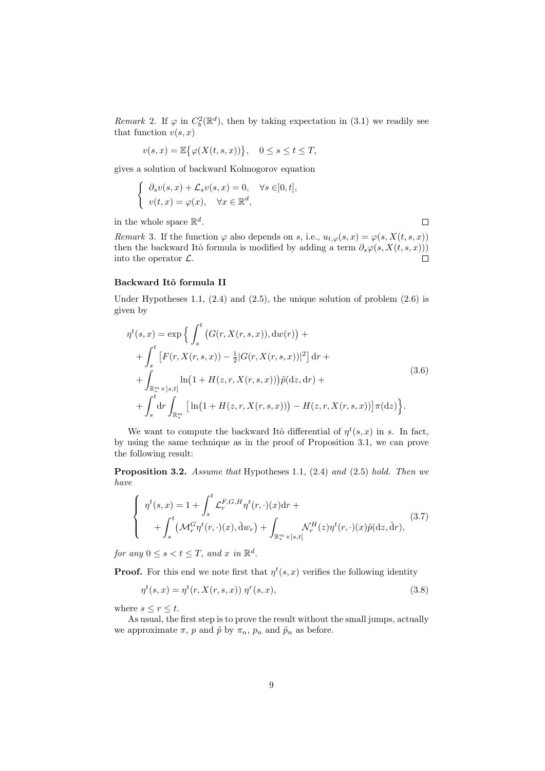*Remark* 2. If $\varphi$ in $C_b^2(\mathbb{R}^d)$, then by taking expectation in (3.1) we readily see that function $v(s,x)$

$$
v(s,x) = \mathbb{E}\big\{\varphi(X(t,s,x))\big\}, \quad 0 \le s \le t \le T,
$$

gives a solution of backward Kolmogorov equation

$$
\begin{cases} \partial_s v(s,x) + \mathcal{L}_s v(s,x) = 0, \quad \forall s \in ]0,t], \\ v(t,x) = \varphi(x), \quad \forall x \in \mathbb{R}^d, \end{cases}
$$

in the whole space $\mathbb{R}^d$. □

*Remark* 3. If the function $\varphi$ also depends on $s$, i.e., $u_{t,\varphi}(s,x) = \varphi(s, X(t,s,x))$ then the backward Itô formula is modified by adding a term $\partial_s \varphi(s, X(t,s,x)))$ into the operator $\mathcal{L}$. □

### Backward Itô formula II

Under Hypotheses 1.1, (2.4) and (2.5), the unique solution of problem (2.6) is given by

$$
\begin{aligned}
\eta^t(s,x) = \exp\Big\{ & \int_s^t \big(G(r, X(r,s,x)), \mathrm{d}w(r)\big) + \\
& + \int_s^t \big[F(r, X(r,s,x)) - \tfrac{1}{2}|G(r, X(r,s,x))|^2\big]\,\mathrm{d}r + \\
& + \int_{\mathbb{R}_*^m \times ]s,t]} \ln\big(1 + H(z,r,X(r,s,x))\big)\tilde{p}(\mathrm{d}z, \mathrm{d}r) + \\
& + \int_s^t \mathrm{d}r \int_{\mathbb{R}_*^m} \big[\ln\big(1 + H(z,r,X(r,s,x))\big) - H(z,r,X(r,s,x))\big]\pi(\mathrm{d}z)\Big\}.
\end{aligned} \tag{3.6}
$$

We want to compute the backward Itô differential of $\eta^t(s,x)$ in $s$. In fact, by using the same technique as in the proof of Proposition 3.1, we can prove the following result:

**Proposition 3.2.** *Assume that* Hypotheses 1.1, (2.4) *and* (2.5) *hold. Then we have*

$$
\begin{cases}
\eta^t(s,x) = 1 + \displaystyle\int_s^t \mathcal{L}_r^{F,G,H} \eta^t(r,\cdot)(x)\mathrm{d}r + \\
\quad + \displaystyle\int_s^t \big(\mathcal{M}_r^G \eta^t(r,\cdot)(x), \hat{\mathrm{d}}w_r\big) + \int_{\mathbb{R}_*^m \times [s,t[} \mathcal{N}_r^H(z)\eta^t(r,\cdot)(x)\tilde{p}(\mathrm{d}z, \hat{\mathrm{d}}r),
\end{cases} \tag{3.7}
$$

*for any* $0 \le s < t \le T$*, and* $x$ *in* $\mathbb{R}^d$.

**Proof.** For this end we note first that $\eta^t(s,x)$ verifies the following identity

$$
\eta^t(s,x) = \eta^t(r, X(r,s,x))\,\eta^r(s,x), \tag{3.8}
$$

where $s \le r \le t$.

As usual, the first step is to prove the result without the small jumps, actually we approximate $\pi$, $p$ and $\tilde{p}$ by $\pi_n$, $p_n$ and $\tilde{p}_n$ as before.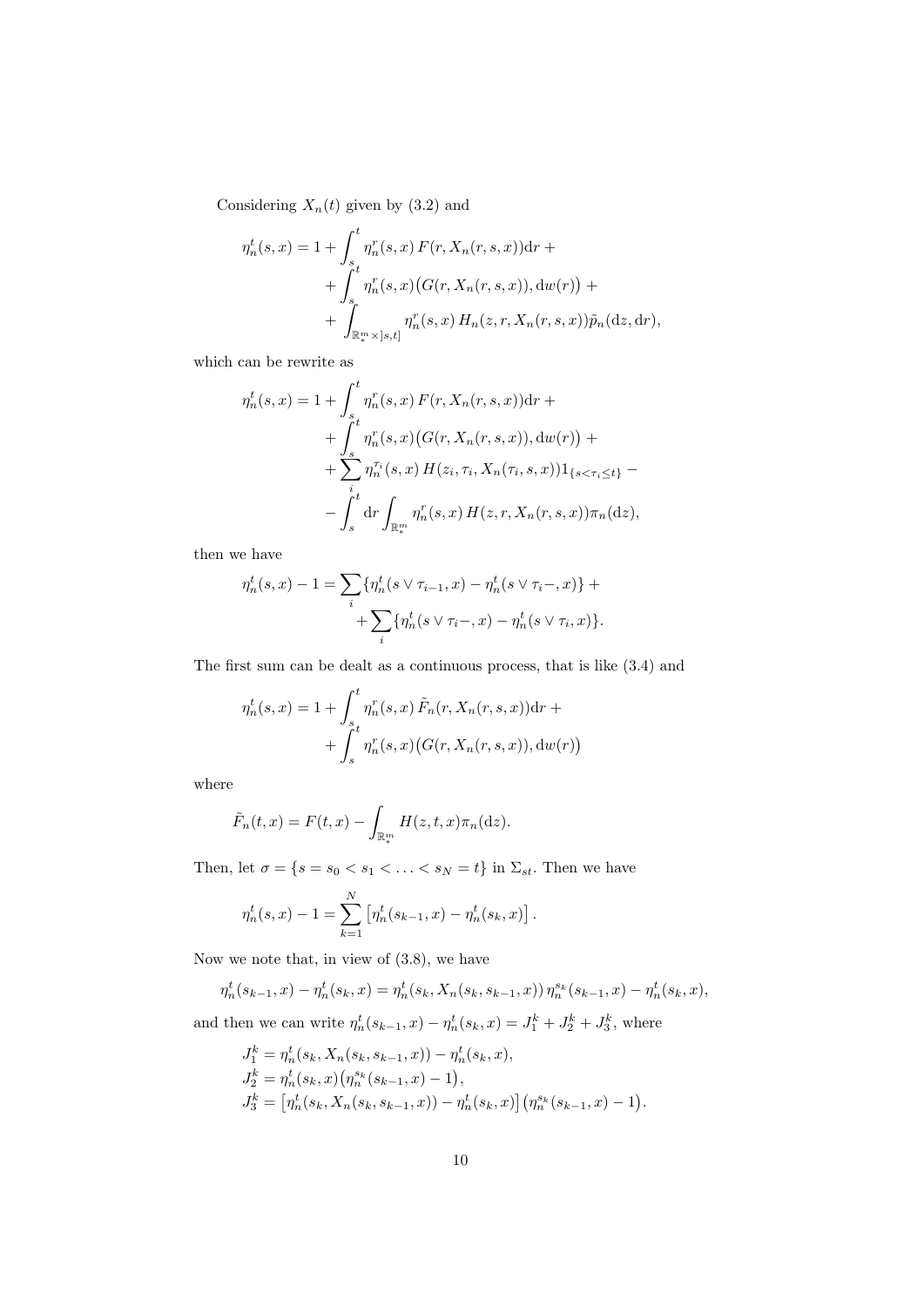Considering $X_n(t)$ given by (3.2) and

$$
\begin{aligned}
\eta_n^t(s,x) = 1 &+ \int_s^t \eta_n^r(s,x)\, F(r, X_n(r,s,x))\mathrm{d}r + \\
&+ \int_s^t \eta_n^r(s,x)\big(G(r, X_n(r,s,x)), \mathrm{d}w(r)\big) + \\
&+ \int_{\mathbb{R}_*^m \times ]s,t]} \eta_n^r(s,x)\, H_n(z, r, X_n(r,s,x))\tilde{p}_n(\mathrm{d}z, \mathrm{d}r),
\end{aligned}
$$

which can be rewrite as

$$
\begin{aligned}
\eta_n^t(s,x) = 1 &+ \int_s^t \eta_n^r(s,x)\, F(r, X_n(r,s,x))\mathrm{d}r + \\
&+ \int_s^t \eta_n^r(s,x)\big(G(r, X_n(r,s,x)), \mathrm{d}w(r)\big) + \\
&+ \sum_i \eta_n^{\tau_i}(s,x)\, H(z_i, \tau_i, X_n(\tau_i,s,x))1_{\{s<\tau_i\le t\}} - \\
&- \int_s^t \mathrm{d}r \int_{\mathbb{R}_*^m} \eta_n^r(s,x)\, H(z, r, X_n(r,s,x))\pi_n(\mathrm{d}z),
\end{aligned}
$$

then we have

$$
\begin{aligned}
\eta_n^t(s,x) - 1 = \sum_i &\{\eta_n^t(s \vee \tau_{i-1}, x) - \eta_n^t(s \vee \tau_i -, x)\} + \\
&+ \sum_i \{\eta_n^t(s \vee \tau_i -, x) - \eta_n^t(s \vee \tau_i, x)\}.
\end{aligned}
$$

The first sum can be dealt as a continuous process, that is like (3.4) and

$$
\begin{aligned}
\eta_n^t(s,x) = 1 &+ \int_s^t \eta_n^r(s,x)\, \tilde{F}_n(r, X_n(r,s,x))\mathrm{d}r + \\
&+ \int_s^t \eta_n^r(s,x)\big(G(r, X_n(r,s,x)), \mathrm{d}w(r)\big)
\end{aligned}
$$

where

$$
\tilde{F}_n(t,x) = F(t,x) - \int_{\mathbb{R}_*^m} H(z,t,x)\pi_n(\mathrm{d}z).
$$

Then, let $\sigma = \{s = s_0 < s_1 < \ldots < s_N = t\}$ in $\Sigma_{st}$. Then we have

$$
\eta_n^t(s,x) - 1 = \sum_{k=1}^N \left[\eta_n^t(s_{k-1},x) - \eta_n^t(s_k,x)\right].
$$

Now we note that, in view of (3.8), we have

$$
\eta_n^t(s_{k-1},x) - \eta_n^t(s_k,x) = \eta_n^t(s_k, X_n(s_k, s_{k-1}, x))\, \eta_n^{s_k}(s_{k-1},x) - \eta_n^t(s_k,x),
$$

and then we can write $\eta_n^t(s_{k-1},x) - \eta_n^t(s_k,x) = J_1^k + J_2^k + J_3^k$, where

$$
\begin{aligned}
&J_1^k = \eta_n^t(s_k, X_n(s_k, s_{k-1}, x)) - \eta_n^t(s_k,x), \\
&J_2^k = \eta_n^t(s_k,x)\big(\eta_n^{s_k}(s_{k-1},x) - 1\big), \\
&J_3^k = \left[\eta_n^t(s_k, X_n(s_k, s_{k-1}, x)) - \eta_n^t(s_k,x)\right]\big(\eta_n^{s_k}(s_{k-1},x) - 1\big).
\end{aligned}
$$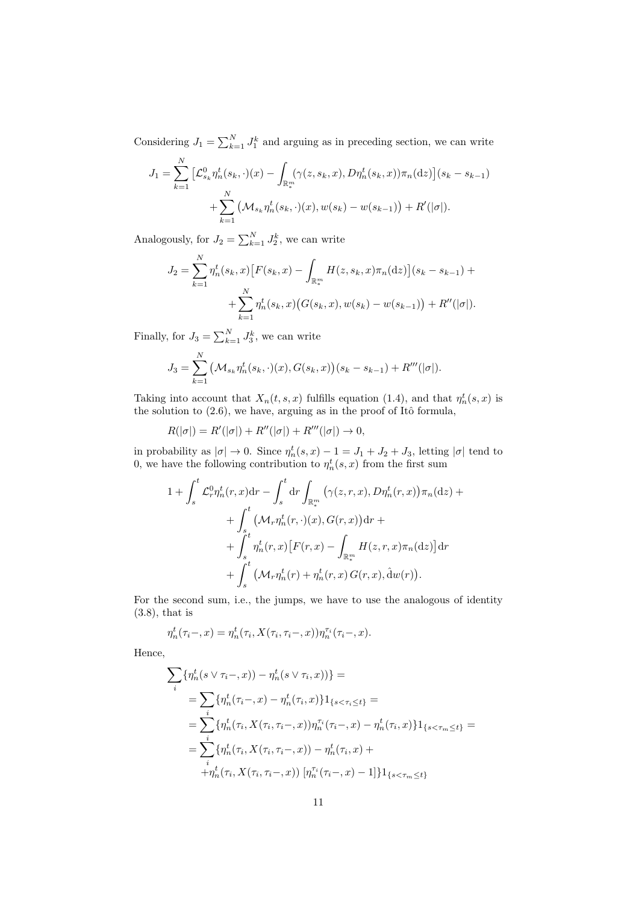Considering $J_1 = \sum_{k=1}^N J_1^k$ and arguing as in preceding section, we can write

$$J_1 = \sum_{k=1}^N \big[\mathcal{L}^0_{s_k} \eta_n^t(s_k,\cdot)(x) - \int_{\mathbb{R}^m_*} (\gamma(z,s_k,x), D\eta_n^t(s_k,x))\pi_n(\mathrm{d}z)\big](s_k - s_{k-1})$$
$$+ \sum_{k=1}^N \big(\mathcal{M}_{s_k}\eta_n^t(s_k,\cdot)(x), w(s_k) - w(s_{k-1})\big) + R'(|\sigma|).$$

Analogously, for $J_2 = \sum_{k=1}^N J_2^k$, we can write

$$J_2 = \sum_{k=1}^N \eta_n^t(s_k,x)\big[F(s_k,x) - \int_{\mathbb{R}^m_*} H(z,s_k,x)\pi_n(\mathrm{d}z)\big](s_k - s_{k-1}) +$$
$$+ \sum_{k=1}^N \eta_n^t(s_k,x)\big(G(s_k,x), w(s_k) - w(s_{k-1})\big) + R''(|\sigma|).$$

Finally, for $J_3 = \sum_{k=1}^N J_3^k$, we can write

$$J_3 = \sum_{k=1}^N \big(\mathcal{M}_{s_k}\eta_n^t(s_k,\cdot)(x), G(s_k,x)\big)(s_k - s_{k-1}) + R'''(|\sigma|).$$

Taking into account that $X_n(t,s,x)$ fulfills equation (1.4), and that $\eta_n^t(s,x)$ is the solution to (2.6), we have, arguing as in the proof of Itô formula,

$$R(|\sigma|) = R'(|\sigma|) + R''(|\sigma|) + R'''(|\sigma|) \to 0,$$

in probability as $|\sigma| \to 0$. Since $\eta_n^t(s,x) - 1 = J_1 + J_2 + J_3$, letting $|\sigma|$ tend to 0, we have the following contribution to $\eta_n^t(s,x)$ from the first sum

$$1 + \int_s^t \mathcal{L}^0_r \eta_n^t(r,x)\mathrm{d}r - \int_s^t \mathrm{d}r \int_{\mathbb{R}^m_*} \big(\gamma(z,r,x), D\eta_n^t(r,x)\big)\pi_n(\mathrm{d}z) +$$
$$+ \int_s^t \big(\mathcal{M}_r \eta_n^t(r,\cdot)(x), G(r,x)\big)\mathrm{d}r +$$
$$+ \int_s^t \eta_n^t(r,x)\big[F(r,x) - \int_{\mathbb{R}^m_*} H(z,r,x)\pi_n(\mathrm{d}z)\big]\mathrm{d}r$$
$$+ \int_s^t \big(\mathcal{M}_r\eta_n^t(r) + \eta_n^t(r,x)\, G(r,x), \hat{\mathrm{d}}w(r)\big).$$

For the second sum, i.e., the jumps, we have to use the analogous of identity (3.8), that is

$$\eta_n^t(\tau_i-,x) = \eta_n^t(\tau_i, X(\tau_i,\tau_i-,x))\eta_n^{\tau_i}(\tau_i-,x).$$

Hence,

$$\sum_i \{\eta_n^t(s\vee\tau_i-,x)) - \eta_n^t(s\vee\tau_i,x))\} =$$
$$= \sum_i \{\eta_n^t(\tau_i-,x) - \eta_n^t(\tau_i,x)\}1_{\{s<\tau_i\le t\}} =$$
$$= \sum_i \{\eta_n^t(\tau_i, X(\tau_i,\tau_i-,x))\eta_n^{\tau_i}(\tau_i-,x) - \eta_n^t(\tau_i,x)\}1_{\{s<\tau_m\le t\}} =$$
$$= \sum_i \{\eta_n^t(\tau_i, X(\tau_i,\tau_i-,x)) - \eta_n^t(\tau_i,x) +$$
$$+ \eta_n^t(\tau_i, X(\tau_i,\tau_i-,x))\,[\eta_n^{\tau_i}(\tau_i-,x) - 1]\}1_{\{s<\tau_m\le t\}}$$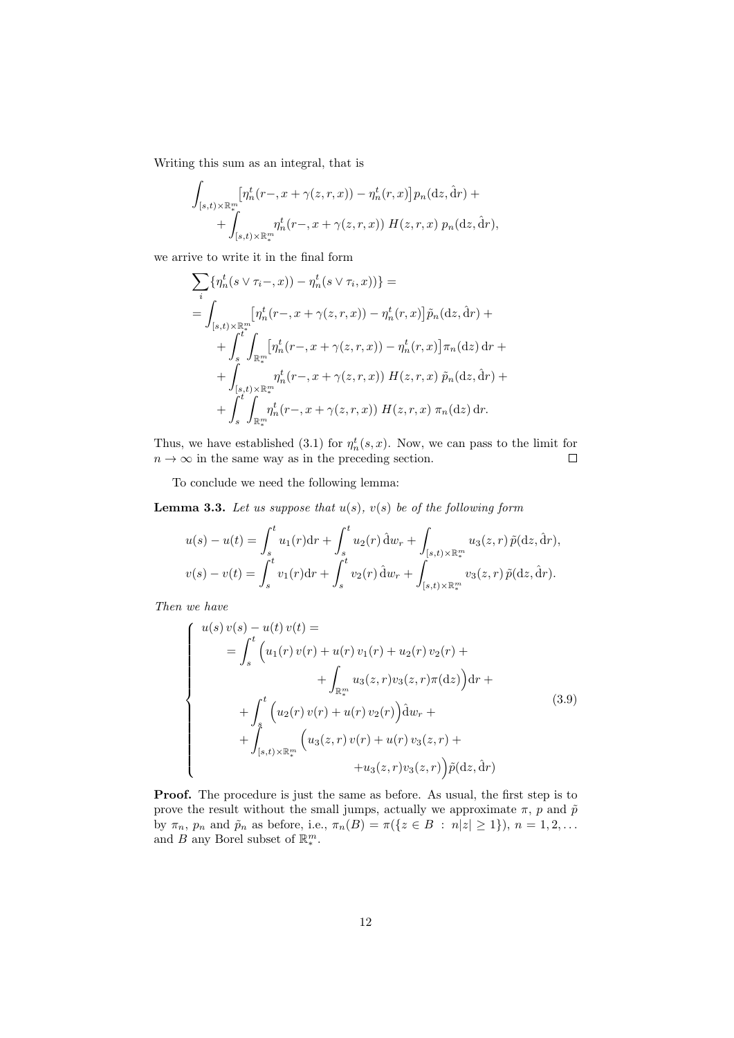Writing this sum as an integral, that is

$$
\int_{[s,t)\times\mathbb{R}^m_*} \big[\eta^t_n(r-, x+\gamma(z,r,x)) - \eta^t_n(r,x)\big]\, p_n(\mathrm{d}z, \hat{\mathrm{d}}r) + \\
+ \int_{[s,t)\times\mathbb{R}^m_*} \eta^t_n(r-, x+\gamma(z,r,x))\; H(z,r,x)\; p_n(\mathrm{d}z, \hat{\mathrm{d}}r),
$$

we arrive to write it in the final form

$$
\begin{aligned}
&\sum_i \{\eta^t_n(s\vee\tau_i-, x)) - \eta^t_n(s\vee\tau_i, x))\} = \\
&= \int_{[s,t)\times\mathbb{R}^m_*} \big[\eta^t_n(r-, x+\gamma(z,r,x)) - \eta^t_n(r,x)\big]\, \tilde{p}_n(\mathrm{d}z, \hat{\mathrm{d}}r) + \\
&\quad + \int_s^t \int_{\mathbb{R}^m_*} \big[\eta^t_n(r-, x+\gamma(z,r,x)) - \eta^t_n(r,x)\big]\, \pi_n(\mathrm{d}z)\, \mathrm{d}r + \\
&\quad + \int_{[s,t)\times\mathbb{R}^m_*} \eta^t_n(r-, x+\gamma(z,r,x))\; H(z,r,x)\; \tilde{p}_n(\mathrm{d}z, \hat{\mathrm{d}}r) + \\
&\quad + \int_s^t \int_{\mathbb{R}^m_*} \eta^t_n(r-, x+\gamma(z,r,x))\; H(z,r,x)\; \pi_n(\mathrm{d}z)\, \mathrm{d}r.
\end{aligned}
$$

Thus, we have established (3.1) for $\eta^t_n(s,x)$. Now, we can pass to the limit for $n\to\infty$ in the same way as in the preceding section. □

To conclude we need the following lemma:

**Lemma 3.3.** *Let us suppose that $u(s)$, $v(s)$ be of the following form*

$$
\begin{aligned}
u(s) - u(t) &= \int_s^t u_1(r)\mathrm{d}r + \int_s^t u_2(r)\, \hat{\mathrm{d}}w_r + \int_{[s,t)\times\mathbb{R}^m_*} u_3(z,r)\, \tilde{p}(\mathrm{d}z, \hat{\mathrm{d}}r), \\
v(s) - v(t) &= \int_s^t v_1(r)\mathrm{d}r + \int_s^t v_2(r)\, \hat{\mathrm{d}}w_r + \int_{[s,t)\times\mathbb{R}^m_*} v_3(z,r)\, \tilde{p}(\mathrm{d}z, \hat{\mathrm{d}}r).
\end{aligned}
$$

*Then we have*

$$
\left\{
\begin{aligned}
&u(s)\, v(s) - u(t)\, v(t) = \\
&\quad = \int_s^t \Big(u_1(r)\, v(r) + u(r)\, v_1(r) + u_2(r)\, v_2(r) + \\
&\qquad\qquad + \int_{\mathbb{R}^m_*} u_3(z,r) v_3(z,r) \pi(\mathrm{d}z)\Big)\mathrm{d}r + \\
&\quad + \int_s^t \Big(u_2(r)\, v(r) + u(r)\, v_2(r)\Big)\hat{\mathrm{d}}w_r + \\
&\quad + \int_{[s,t)\times\mathbb{R}^m_*} \Big(u_3(z,r)\, v(r) + u(r)\, v_3(z,r) + \\
&\qquad\qquad + u_3(z,r) v_3(z,r)\Big)\tilde{p}(\mathrm{d}z, \hat{\mathrm{d}}r)
\end{aligned}
\right.
\tag{3.9}
$$

**Proof.** The procedure is just the same as before. As usual, the first step is to prove the result without the small jumps, actually we approximate $\pi$, $p$ and $\tilde{p}$ by $\pi_n$, $p_n$ and $\tilde{p}_n$ as before, i.e., $\pi_n(B) = \pi(\{z \in B\ :\ n|z| \geq 1\})$, $n = 1, 2, \ldots$ and $B$ any Borel subset of $\mathbb{R}^m_*$.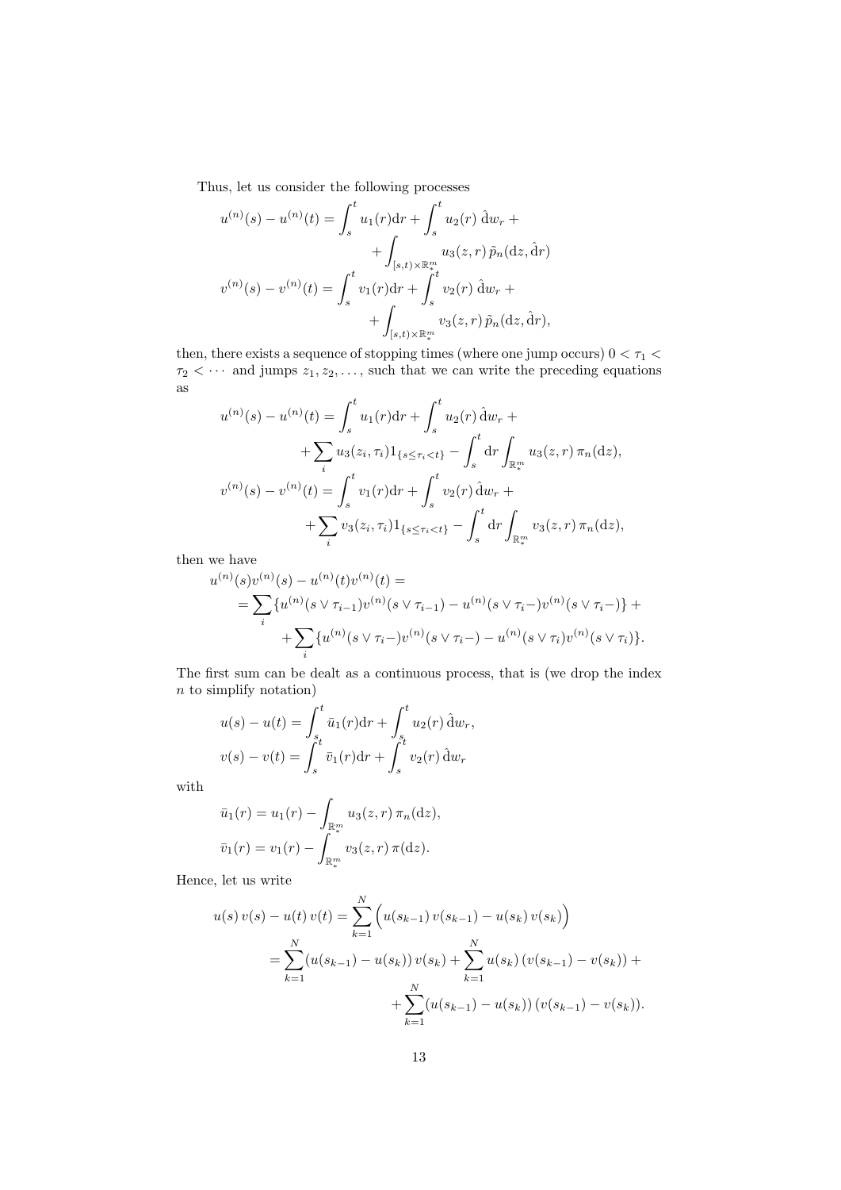Thus, let us consider the following processes

$$
\begin{aligned}
u^{(n)}(s) - u^{(n)}(t) &= \int_s^t u_1(r)\mathrm{d}r + \int_s^t u_2(r)\,\hat{\mathrm{d}}w_r + \\
&\quad + \int_{[s,t)\times\mathbb{R}^m_*} u_3(z,r)\,\tilde{p}_n(\mathrm{d}z,\hat{\mathrm{d}}r) \\
v^{(n)}(s) - v^{(n)}(t) &= \int_s^t v_1(r)\mathrm{d}r + \int_s^t v_2(r)\,\hat{\mathrm{d}}w_r + \\
&\quad + \int_{[s,t)\times\mathbb{R}^m_*} v_3(z,r)\,\tilde{p}_n(\mathrm{d}z,\hat{\mathrm{d}}r),
\end{aligned}
$$

then, there exists a sequence of stopping times (where one jump occurs) $0 < \tau_1 < \tau_2 < \cdots$ and jumps $z_1, z_2, \ldots$, such that we can write the preceding equations as

$$
\begin{aligned}
u^{(n)}(s) - u^{(n)}(t) &= \int_s^t u_1(r)\mathrm{d}r + \int_s^t u_2(r)\,\hat{\mathrm{d}}w_r + \\
&\quad + \sum_i u_3(z_i,\tau_i)1_{\{s\le\tau_i<t\}} - \int_s^t \mathrm{d}r \int_{\mathbb{R}^m_*} u_3(z,r)\,\pi_n(\mathrm{d}z), \\
v^{(n)}(s) - v^{(n)}(t) &= \int_s^t v_1(r)\mathrm{d}r + \int_s^t v_2(r)\,\hat{\mathrm{d}}w_r + \\
&\quad + \sum_i v_3(z_i,\tau_i)1_{\{s\le\tau_i<t\}} - \int_s^t \mathrm{d}r \int_{\mathbb{R}^m_*} v_3(z,r)\,\pi_n(\mathrm{d}z),
\end{aligned}
$$

then we have

$$
\begin{aligned}
&u^{(n)}(s)v^{(n)}(s) - u^{(n)}(t)v^{(n)}(t) = \\
&\quad = \sum_i \{u^{(n)}(s\vee\tau_{i-1})v^{(n)}(s\vee\tau_{i-1}) - u^{(n)}(s\vee\tau_i-)v^{(n)}(s\vee\tau_i-)\} + \\
&\qquad + \sum_i \{u^{(n)}(s\vee\tau_i-)v^{(n)}(s\vee\tau_i-) - u^{(n)}(s\vee\tau_i)v^{(n)}(s\vee\tau_i)\}.
\end{aligned}
$$

The first sum can be dealt as a continuous process, that is (we drop the index $n$ to simplify notation)

$$
\begin{aligned}
u(s) - u(t) &= \int_s^t \bar{u}_1(r)\mathrm{d}r + \int_s^t u_2(r)\,\hat{\mathrm{d}}w_r, \\
v(s) - v(t) &= \int_s^t \bar{v}_1(r)\mathrm{d}r + \int_s^t v_2(r)\,\hat{\mathrm{d}}w_r
\end{aligned}
$$

with

$$
\begin{aligned}
\bar{u}_1(r) &= u_1(r) - \int_{\mathbb{R}^m_*} u_3(z,r)\,\pi_n(\mathrm{d}z), \\
\bar{v}_1(r) &= v_1(r) - \int_{\mathbb{R}^m_*} v_3(z,r)\,\pi(\mathrm{d}z).
\end{aligned}
$$

Hence, let us write

$$
\begin{aligned}
u(s)\,v(s) - u(t)\,v(t) &= \sum_{k=1}^N \Big(u(s_{k-1})\,v(s_{k-1}) - u(s_k)\,v(s_k)\Big) \\
&= \sum_{k=1}^N (u(s_{k-1}) - u(s_k))\,v(s_k) + \sum_{k=1}^N u(s_k)\,(v(s_{k-1}) - v(s_k)) + \\
&\quad + \sum_{k=1}^N (u(s_{k-1}) - u(s_k))\,(v(s_{k-1}) - v(s_k)).
\end{aligned}
$$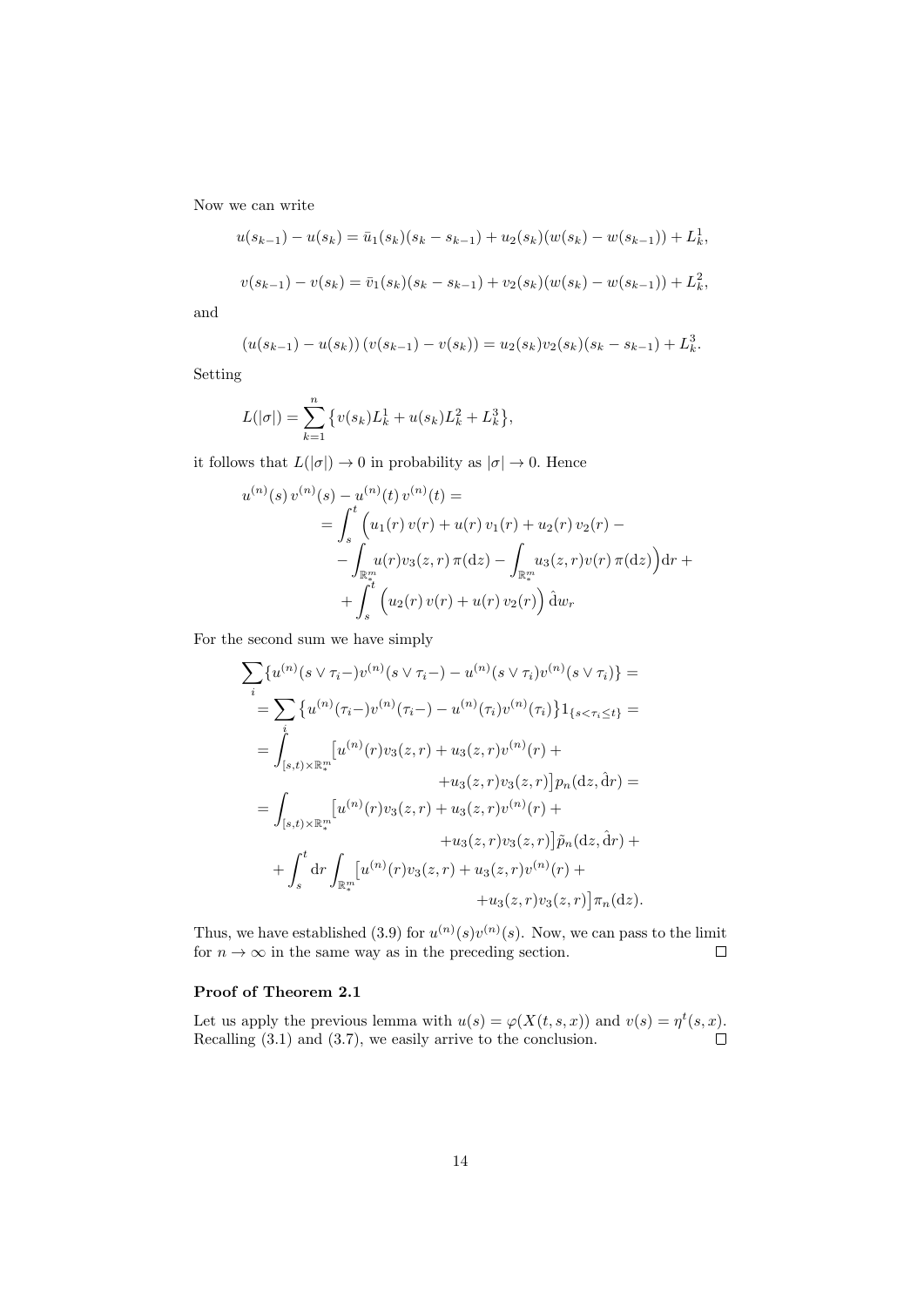Now we can write

$$u(s_{k-1}) - u(s_k) = \bar{u}_1(s_k)(s_k - s_{k-1}) + u_2(s_k)(w(s_k) - w(s_{k-1})) + L_k^1,$$

$$v(s_{k-1}) - v(s_k) = \bar{v}_1(s_k)(s_k - s_{k-1}) + v_2(s_k)(w(s_k) - w(s_{k-1})) + L_k^2,$$

and

$$\left(u(s_{k-1}) - u(s_k)\right)\left(v(s_{k-1}) - v(s_k)\right) = u_2(s_k)v_2(s_k)(s_k - s_{k-1}) + L_k^3.$$

Setting

$$L(|\sigma|) = \sum_{k=1}^{n} \left\{ v(s_k)L_k^1 + u(s_k)L_k^2 + L_k^3 \right\},$$

it follows that $L(|\sigma|) \to 0$ in probability as $|\sigma| \to 0$. Hence

$$\begin{aligned}
u^{(n)}(s)\, v^{(n)}(s) - u^{(n)}(t)\, v^{(n)}(t) = \\
&= \int_s^t \Big( u_1(r)\, v(r) + u(r)\, v_1(r) + u_2(r)\, v_2(r) - \\
&\quad - \int_{\mathbb{R}_*^m} u(r) v_3(z,r)\, \pi(\mathrm{d}z) - \int_{\mathbb{R}_*^m} u_3(z,r) v(r)\, \pi(\mathrm{d}z) \Big) \mathrm{d}r + \\
&\quad + \int_s^t \Big( u_2(r)\, v(r) + u(r)\, v_2(r) \Big)\, \hat{\mathrm{d}} w_r
\end{aligned}$$

For the second sum we have simply

$$\begin{aligned}
\sum_i \{ u^{(n)}(s \vee \tau_i -) v^{(n)}(s \vee \tau_i -) - u^{(n)}(s \vee \tau_i) v^{(n)}(s \vee \tau_i) \} = \\
&= \sum_i \left\{ u^{(n)}(\tau_i -) v^{(n)}(\tau_i -) - u^{(n)}(\tau_i) v^{(n)}(\tau_i) \right\} 1_{\{s < \tau_i \le t\}} = \\
&= \int_{[s,t) \times \mathbb{R}_*^m} \big[ u^{(n)}(r) v_3(z,r) + u_3(z,r) v^{(n)}(r) + \\
&\qquad\qquad + u_3(z,r) v_3(z,r) \big] p_n(\mathrm{d}z, \hat{\mathrm{d}} r) = \\
&= \int_{[s,t) \times \mathbb{R}_*^m} \big[ u^{(n)}(r) v_3(z,r) + u_3(z,r) v^{(n)}(r) + \\
&\qquad\qquad + u_3(z,r) v_3(z,r) \big] \tilde{p}_n(\mathrm{d}z, \hat{\mathrm{d}} r) + \\
&\quad + \int_s^t \mathrm{d}r \int_{\mathbb{R}_*^m} \big[ u^{(n)}(r) v_3(z,r) + u_3(z,r) v^{(n)}(r) + \\
&\qquad\qquad + u_3(z,r) v_3(z,r) \big] \pi_n(\mathrm{d}z).
\end{aligned}$$

Thus, we have established (3.9) for $u^{(n)}(s)v^{(n)}(s)$. Now, we can pass to the limit for $n \to \infty$ in the same way as in the preceding section. □

### Proof of Theorem 2.1

Let us apply the previous lemma with $u(s) = \varphi(X(t,s,x))$ and $v(s) = \eta^t(s,x)$. Recalling (3.1) and (3.7), we easily arrive to the conclusion. □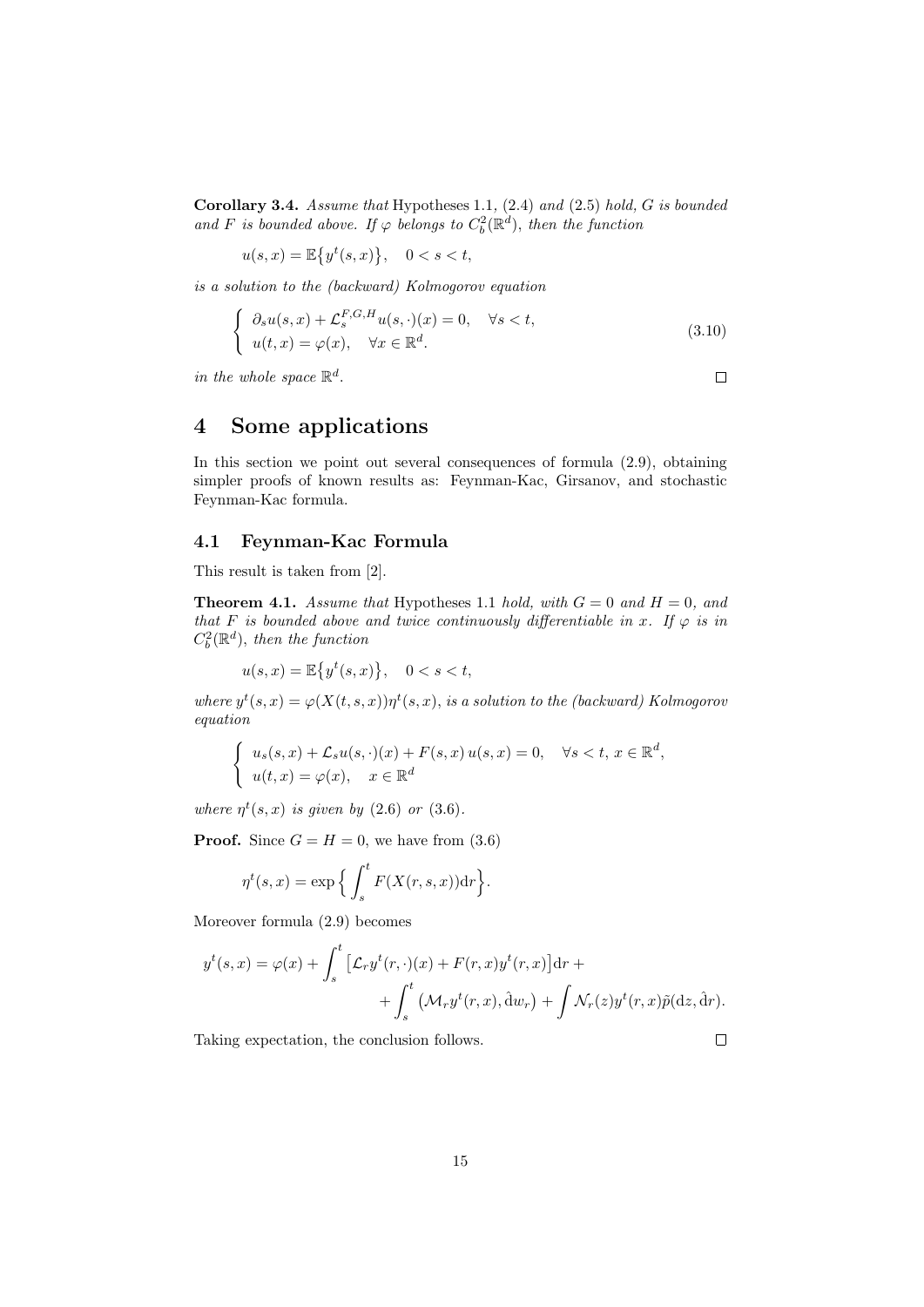**Corollary 3.4.** *Assume that* Hypotheses 1.1, (2.4) *and* (2.5) *hold, $G$ is bounded and $F$ is bounded above. If $\varphi$ belongs to $C_b^2(\mathbb{R}^d)$, then the function*

$$u(s,x) = \mathbb{E}\big\{y^t(s,x)\big\}, \quad 0 < s < t,$$

*is a solution to the (backward) Kolmogorov equation*

$$\begin{cases} \partial_s u(s,x) + \mathcal{L}_s^{F,G,H} u(s,\cdot)(x) = 0, \quad \forall s < t, \\ u(t,x) = \varphi(x), \quad \forall x \in \mathbb{R}^d. \end{cases} \tag{3.10}$$

*in the whole space $\mathbb{R}^d$.* □

# 4 Some applications

In this section we point out several consequences of formula (2.9), obtaining simpler proofs of known results as: Feynman-Kac, Girsanov, and stochastic Feynman-Kac formula.

## 4.1 Feynman-Kac Formula

This result is taken from [2].

**Theorem 4.1.** *Assume that* Hypotheses 1.1 *hold, with $G = 0$ and $H = 0$, and that $F$ is bounded above and twice continuously differentiable in $x$. If $\varphi$ is in $C_b^2(\mathbb{R}^d)$, then the function*

$$u(s,x) = \mathbb{E}\big\{y^t(s,x)\big\}, \quad 0 < s < t,$$

*where $y^t(s,x) = \varphi(X(t,s,x))\eta^t(s,x)$, is a solution to the (backward) Kolmogorov equation*

$$\begin{cases} u_s(s,x) + \mathcal{L}_s u(s,\cdot)(x) + F(s,x)\, u(s,x) = 0, \quad \forall s < t,\, x \in \mathbb{R}^d, \\ u(t,x) = \varphi(x), \quad x \in \mathbb{R}^d \end{cases}$$

*where $\eta^t(s,x)$ is given by* (2.6) *or* (3.6).

**Proof.** Since $G = H = 0$, we have from (3.6)

$$\eta^t(s,x) = \exp\Big\{\int_s^t F(X(r,s,x))\mathrm{d}r\Big\}.$$

Moreover formula (2.9) becomes

$$y^t(s,x) = \varphi(x) + \int_s^t \big[\mathcal{L}_r y^t(r,\cdot)(x) + F(r,x) y^t(r,x)\big]\mathrm{d}r + \\ + \int_s^t \big(\mathcal{M}_r y^t(r,x), \hat{\mathrm{d}}w_r\big) + \int \mathcal{N}_r(z) y^t(r,x)\tilde{p}(\mathrm{d}z, \hat{\mathrm{d}}r).$$

Taking expectation, the conclusion follows. □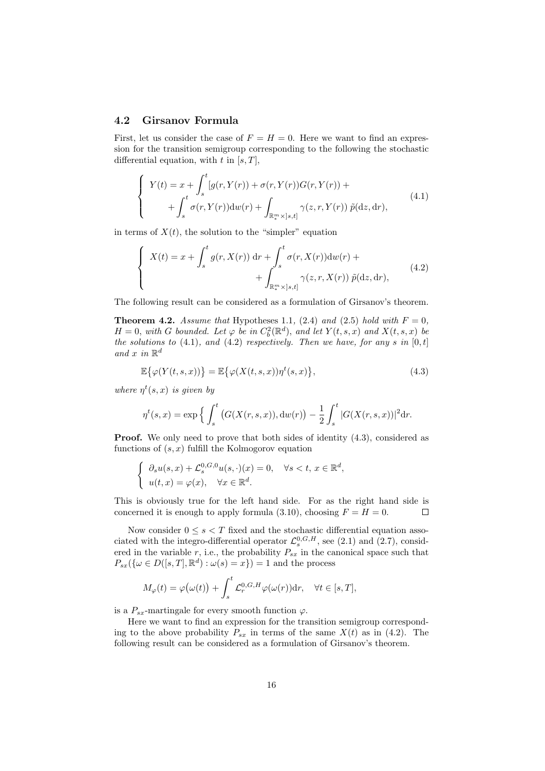### 4.2 Girsanov Formula

First, let us consider the case of $F = H = 0$. Here we want to find an expression for the transition semigroup corresponding to the following the stochastic differential equation, with $t$ in $[s, T]$,

$$
\left\{
\begin{array}{l}
Y(t) = x + \displaystyle\int_s^t [g(r, Y(r)) + \sigma(r, Y(r)) G(r, Y(r)) + \\
\qquad + \displaystyle\int_s^t \sigma(r, Y(r)) \mathrm{d}w(r) + \int_{\mathbb{R}^m_* \times ]s,t]} \gamma(z, r, Y(r)) \, \tilde{p}(\mathrm{d}z, \mathrm{d}r),
\end{array}
\right.
\tag{4.1}
$$

in terms of $X(t)$, the solution to the "simpler" equation

$$
\left\{
\begin{array}{l}
X(t) = x + \displaystyle\int_s^t g(r, X(r)) \, \mathrm{d}r + \int_s^t \sigma(r, X(r)) \mathrm{d}w(r) + \\
\qquad\qquad + \displaystyle\int_{\mathbb{R}^m_* \times ]s,t]} \gamma(z, r, X(r)) \, \tilde{p}(\mathrm{d}z, \mathrm{d}r),
\end{array}
\right.
\tag{4.2}
$$

The following result can be considered as a formulation of Girsanov's theorem.

**Theorem 4.2.** *Assume that* Hypotheses 1.1, (2.4) *and* (2.5) *hold with* $F = 0$, $H = 0$, *with* $G$ *bounded. Let* $\varphi$ *be in* $C_b^2(\mathbb{R}^d)$, *and let* $Y(t, s, x)$ *and* $X(t, s, x)$ *be the solutions to* (4.1), *and* (4.2) *respectively. Then we have, for any* $s$ *in* $[0, t]$ *and* $x$ *in* $\mathbb{R}^d$

$$
\mathbb{E}\big\{\varphi(Y(t, s, x))\big\} = \mathbb{E}\big\{\varphi(X(t, s, x)) \eta^t(s, x)\big\},
\tag{4.3}
$$

*where* $\eta^t(s, x)$ *is given by*

$$
\eta^t(s, x) = \exp\Big\{ \int_s^t \big(G(X(r, s, x)), \mathrm{d}w(r)\big) - \frac{1}{2} \int_s^t |G(X(r, s, x))|^2 \mathrm{d}r.
$$

**Proof.** We only need to prove that both sides of identity (4.3), considered as functions of $(s, x)$ fulfill the Kolmogorov equation

$$
\left\{
\begin{array}{l}
\partial_s u(s, x) + \mathcal{L}_s^{0,G,0} u(s, \cdot)(x) = 0, \quad \forall s < t, \; x \in \mathbb{R}^d, \\
u(t, x) = \varphi(x), \quad \forall x \in \mathbb{R}^d.
\end{array}
\right.
$$

This is obviously true for the left hand side. For as the right hand side is concerned it is enough to apply formula (3.10), choosing $F = H = 0$. $\square$

Now consider $0 \le s < T$ fixed and the stochastic differential equation associated with the integro-differential operator $\mathcal{L}_s^{0,G,H}$, see (2.1) and (2.7), considered in the variable $r$, i.e., the probability $P_{sx}$ in the canonical space such that $P_{sx}(\{\omega \in D([s, T], \mathbb{R}^d) : \omega(s) = x\}) = 1$ and the process

$$
M_\varphi(t) = \varphi\big(\omega(t)\big) + \int_s^t \mathcal{L}_r^{0,G,H} \varphi(\omega(r)) \mathrm{d}r, \quad \forall t \in [s, T],
$$

is a $P_{sx}$-martingale for every smooth function $\varphi$.

Here we want to find an expression for the transition semigroup corresponding to the above probability $P_{sx}$ in terms of the same $X(t)$ as in (4.2). The following result can be considered as a formulation of Girsanov's theorem.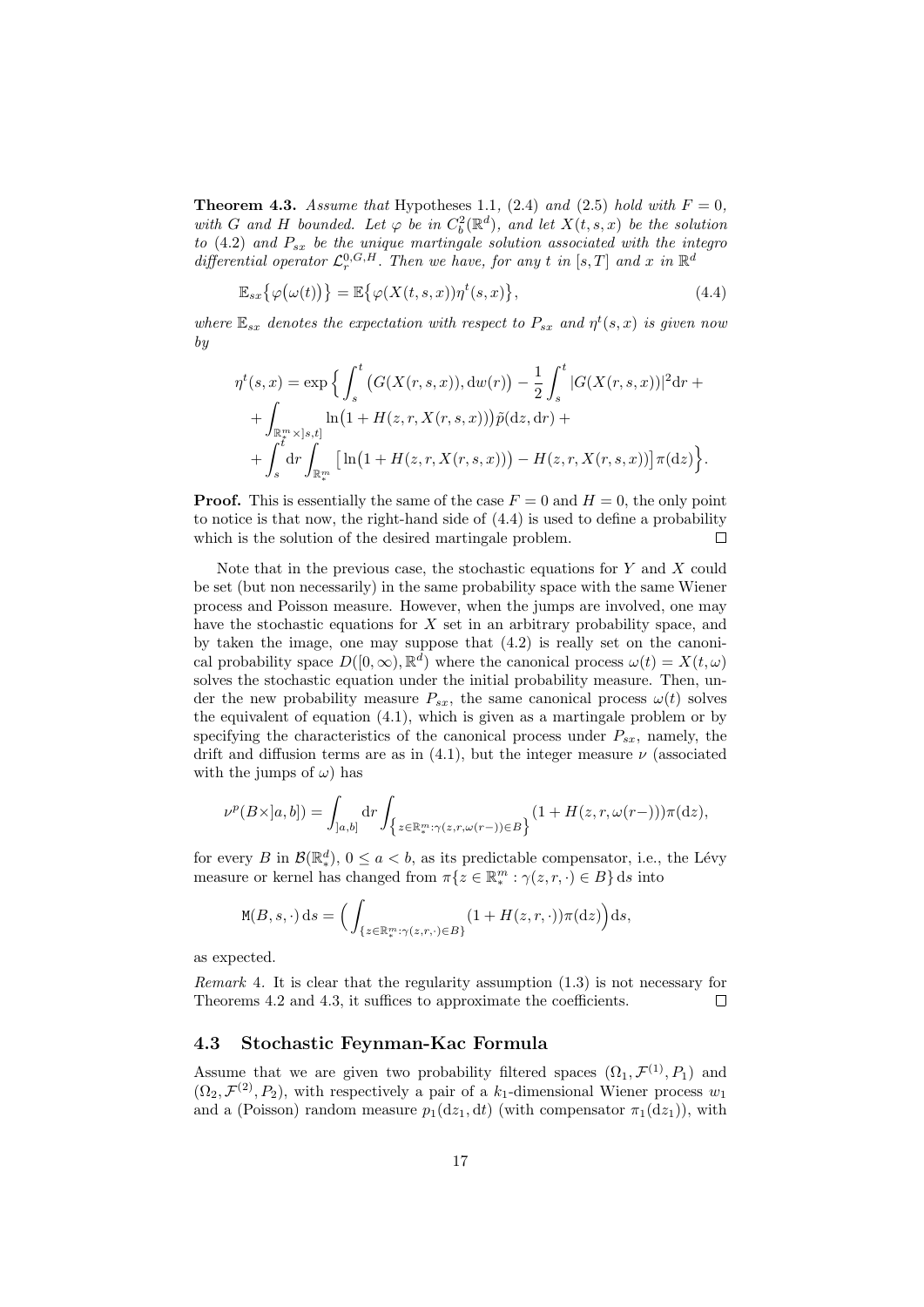**Theorem 4.3.** *Assume that* Hypotheses 1.1, (2.4) *and* (2.5) *hold with $F = 0$, with $G$ and $H$ bounded. Let $\varphi$ be in $C_b^2(\mathbb{R}^d)$, and let $X(t,s,x)$ be the solution to* (4.2) *and $P_{sx}$ be the unique martingale solution associated with the integro differential operator $\mathcal{L}_r^{0,G,H}$. Then we have, for any $t$ in $[s,T]$ and $x$ in $\mathbb{R}^d$*

$$\mathbb{E}_{sx}\big\{\varphi\big(\omega(t)\big)\big\} = \mathbb{E}\big\{\varphi(X(t,s,x))\eta^t(s,x)\big\}, \tag{4.4}$$

*where $\mathbb{E}_{sx}$ denotes the expectation with respect to $P_{sx}$ and $\eta^t(s,x)$ is given now by*

$$\begin{aligned}\eta^t(s,x) = \exp\Big\{ &\int_s^t \big(G(X(r,s,x)), \mathrm{d}w(r)\big) - \frac{1}{2}\int_s^t |G(X(r,s,x))|^2 \mathrm{d}r + \\ &+ \int_{\mathbb{R}^m_* \times ]s,t]} \ln\big(1 + H(z,r,X(r,s,x))\big)\tilde{p}(\mathrm{d}z,\mathrm{d}r) + \\ &+ \int_s^t \mathrm{d}r \int_{\mathbb{R}^m_*} \big[\ln\big(1 + H(z,r,X(r,s,x))\big) - H(z,r,X(r,s,x))\big]\pi(\mathrm{d}z)\Big\}.\end{aligned}$$

**Proof.** This is essentially the same of the case $F = 0$ and $H = 0$, the only point to notice is that now, the right-hand side of (4.4) is used to define a probability which is the solution of the desired martingale problem. □

Note that in the previous case, the stochastic equations for $Y$ and $X$ could be set (but non necessarily) in the same probability space with the same Wiener process and Poisson measure. However, when the jumps are involved, one may have the stochastic equations for $X$ set in an arbitrary probability space, and by taken the image, one may suppose that (4.2) is really set on the canonical probability space $D([0,\infty),\mathbb{R}^d)$ where the canonical process $\omega(t) = X(t,\omega)$ solves the stochastic equation under the initial probability measure. Then, under the new probability measure $P_{sx}$, the same canonical process $\omega(t)$ solves the equivalent of equation (4.1), which is given as a martingale problem or by specifying the characteristics of the canonical process under $P_{sx}$, namely, the drift and diffusion terms are as in (4.1), but the integer measure $\nu$ (associated with the jumps of $\omega$) has

$$\nu^p(B\times]a,b]) = \int_{]a,b]} \mathrm{d}r \int_{\big\{z\in\mathbb{R}^m_* : \gamma(z,r,\omega(r-))\in B\big\}} (1 + H(z,r,\omega(r-)))\pi(\mathrm{d}z),$$

for every $B$ in $\mathcal{B}(\mathbb{R}^d_*)$, $0 \le a < b$, as its predictable compensator, i.e., the Lévy measure or kernel has changed from $\pi\{z \in \mathbb{R}^m_* : \gamma(z,r,\cdot) \in B\}\,\mathrm{d}s$ into

$$\mathtt{M}(B,s,\cdot)\,\mathrm{d}s = \Big(\int_{\{z\in\mathbb{R}^m_* : \gamma(z,r,\cdot)\in B\}} (1 + H(z,r,\cdot))\pi(\mathrm{d}z)\Big)\mathrm{d}s,$$

as expected.

*Remark* 4. It is clear that the regularity assumption (1.3) is not necessary for Theorems 4.2 and 4.3, it suffices to approximate the coefficients. □

## 4.3 Stochastic Feynman-Kac Formula

Assume that we are given two probability filtered spaces $(\Omega_1, \mathcal{F}^{(1)}, P_1)$ and $(\Omega_2, \mathcal{F}^{(2)}, P_2)$, with respectively a pair of a $k_1$-dimensional Wiener process $w_1$ and a (Poisson) random measure $p_1(\mathrm{d}z_1, \mathrm{d}t)$ (with compensator $\pi_1(\mathrm{d}z_1)$), with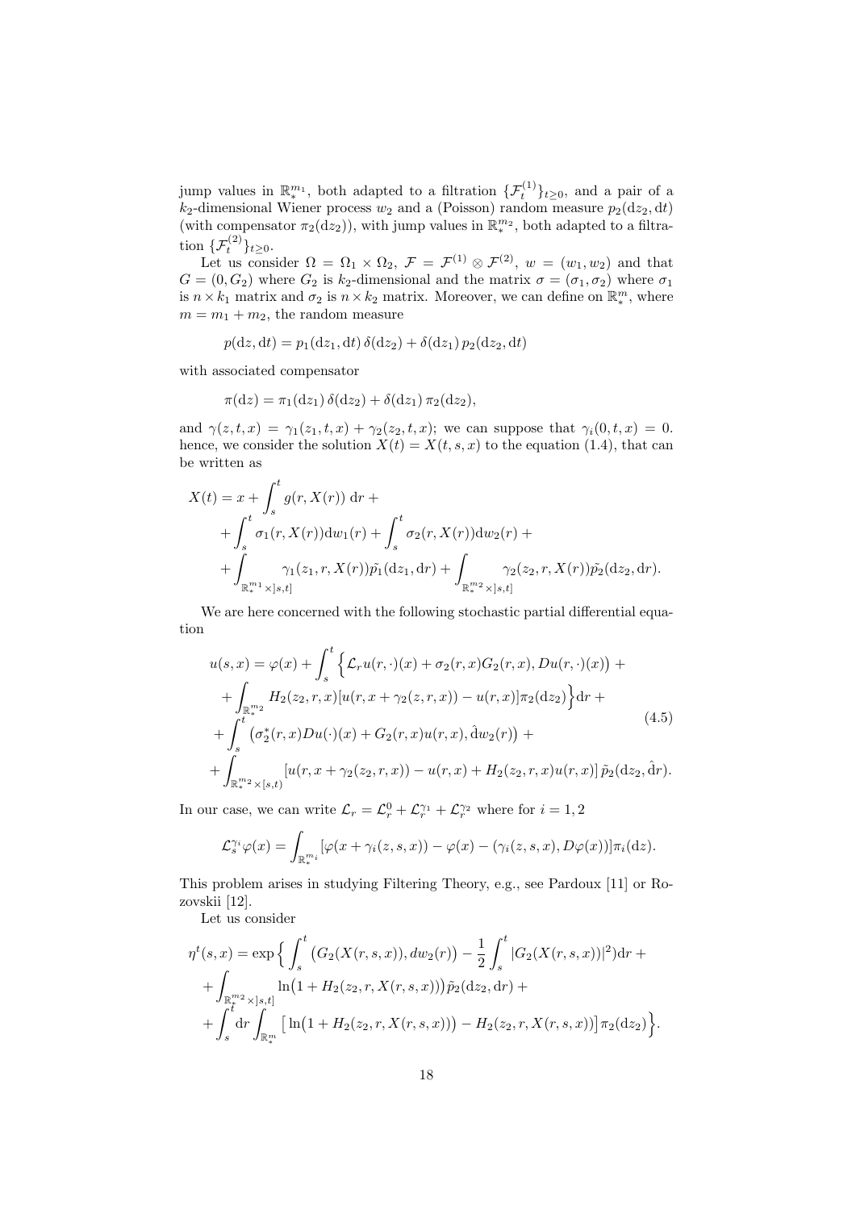jump values in $\mathbb{R}_*^{m_1}$, both adapted to a filtration $\{\mathcal{F}_t^{(1)}\}_{t\geq 0}$, and a pair of a $k_2$-dimensional Wiener process $w_2$ and a (Poisson) random measure $p_2(\mathrm{d}z_2, \mathrm{d}t)$ (with compensator $\pi_2(\mathrm{d}z_2)$), with jump values in $\mathbb{R}_*^{m_2}$, both adapted to a filtration $\{\mathcal{F}_t^{(2)}\}_{t\geq 0}$.

Let us consider $\Omega = \Omega_1 \times \Omega_2$, $\mathcal{F} = \mathcal{F}^{(1)} \otimes \mathcal{F}^{(2)}$, $w = (w_1, w_2)$ and that $G = (0, G_2)$ where $G_2$ is $k_2$-dimensional and the matrix $\sigma = (\sigma_1, \sigma_2)$ where $\sigma_1$ is $n \times k_1$ matrix and $\sigma_2$ is $n \times k_2$ matrix. Moreover, we can define on $\mathbb{R}_*^m$, where $m = m_1 + m_2$, the random measure

$$p(\mathrm{d}z, \mathrm{d}t) = p_1(\mathrm{d}z_1, \mathrm{d}t)\,\delta(\mathrm{d}z_2) + \delta(\mathrm{d}z_1)\,p_2(\mathrm{d}z_2, \mathrm{d}t)$$

with associated compensator

$$\pi(\mathrm{d}z) = \pi_1(\mathrm{d}z_1)\,\delta(\mathrm{d}z_2) + \delta(\mathrm{d}z_1)\,\pi_2(\mathrm{d}z_2),$$

and $\gamma(z, t, x) = \gamma_1(z_1, t, x) + \gamma_2(z_2, t, x)$; we can suppose that $\gamma_i(0, t, x) = 0$. hence, we consider the solution $X(t) = X(t, s, x)$ to the equation (1.4), that can be written as

$$\begin{aligned}
X(t) = x &+ \int_s^t g(r, X(r))\,\mathrm{d}r + \\
&+ \int_s^t \sigma_1(r, X(r))\mathrm{d}w_1(r) + \int_s^t \sigma_2(r, X(r))\mathrm{d}w_2(r) + \\
&+ \int_{\mathbb{R}_*^{m_1} \times ]s,t]} \gamma_1(z_1, r, X(r))\tilde{p_1}(\mathrm{d}z_1, \mathrm{d}r) + \int_{\mathbb{R}_*^{m_2} \times ]s,t]} \gamma_2(z_2, r, X(r))\tilde{p_2}(\mathrm{d}z_2, \mathrm{d}r).
\end{aligned}$$

We are here concerned with the following stochastic partial differential equation

$$\begin{aligned}
u(s, x) &= \varphi(x) + \int_s^t \Big\{ \mathcal{L}_r u(r, \cdot)(x) + \sigma_2(r, x) G_2(r, x), Du(r, \cdot)(x)\big) + \\
&+ \int_{\mathbb{R}_*^{m_2}} H_2(z_2, r, x)[u(r, x + \gamma_2(z, r, x)) - u(r, x)]\pi_2(\mathrm{d}z_2)\Big\}\mathrm{d}r + \\
&+ \int_s^t \big(\sigma_2^*(r, x) Du(\cdot)(x) + G_2(r, x)u(r, x), \hat{\mathrm{d}}w_2(r)\big) + \\
&+ \int_{\mathbb{R}_*^{m_2} \times [s,t)} [u(r, x + \gamma_2(z_2, r, x)) - u(r, x) + H_2(z_2, r, x)u(r, x)]\,\tilde{p}_2(\mathrm{d}z_2, \hat{\mathrm{d}}r).
\end{aligned} \tag{4.5}$$

In our case, we can write $\mathcal{L}_r = \mathcal{L}_r^0 + \mathcal{L}_r^{\gamma_1} + \mathcal{L}_r^{\gamma_2}$ where for $i = 1, 2$

$$\mathcal{L}_s^{\gamma_i}\varphi(x) = \int_{\mathbb{R}_*^{m_i}} [\varphi(x + \gamma_i(z, s, x)) - \varphi(x) - (\gamma_i(z, s, x), D\varphi(x))]\pi_i(\mathrm{d}z).$$

This problem arises in studying Filtering Theory, e.g., see Pardoux [11] or Rozovskii [12].

Let us consider

$$\begin{aligned}
\eta^t(s, x) = \exp\Big\{ &\int_s^t \big(G_2(X(r, s, x)), dw_2(r)\big) - \frac{1}{2}\int_s^t |G_2(X(r, s, x))|^2)\mathrm{d}r + \\
&+ \int_{\mathbb{R}_*^{m_2} \times ]s,t]} \ln\big(1 + H_2(z_2, r, X(r, s, x))\big)\tilde{p}_2(\mathrm{d}z_2, \mathrm{d}r) + \\
&+ \int_s^t \mathrm{d}r \int_{\mathbb{R}_*^m} \big[\ln\big(1 + H_2(z_2, r, X(r, s, x))\big) - H_2(z_2, r, X(r, s, x))\big]\pi_2(\mathrm{d}z_2)\Big\}.
\end{aligned}$$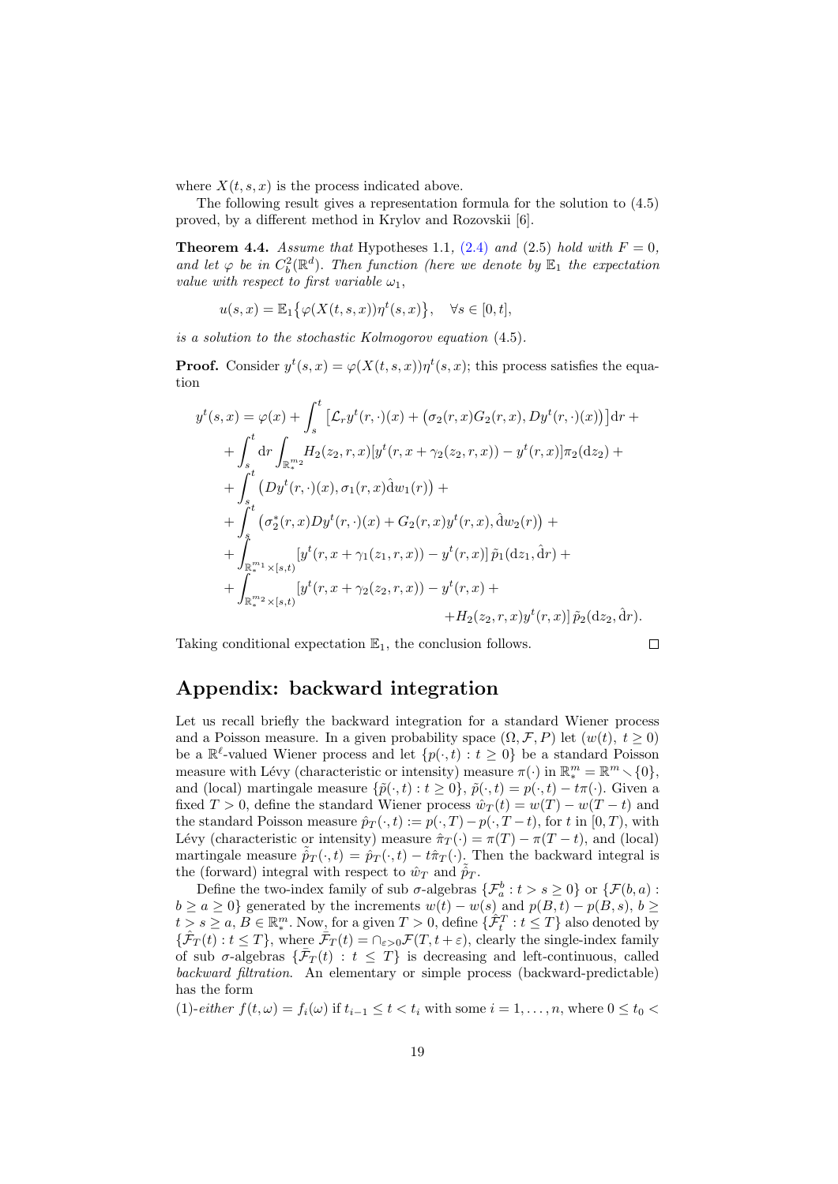where $X(t,s,x)$ is the process indicated above.

The following result gives a representation formula for the solution to (4.5) proved, by a different method in Krylov and Rozovskii [6].

**Theorem 4.4.** *Assume that* Hypotheses 1.1, (2.4) *and* (2.5) *hold with* $F = 0$, *and let* $\varphi$ *be in* $C_b^2(\mathbb{R}^d)$. *Then function (here we denote by* $\mathbb{E}_1$ *the expectation value with respect to first variable* $\omega_1$,

$$u(s,x) = \mathbb{E}_1\big\{\varphi(X(t,s,x))\eta^t(s,x)\big\}, \quad \forall s \in [0,t],$$

*is a solution to the stochastic Kolmogorov equation* (4.5).

**Proof.** Consider $y^t(s,x) = \varphi(X(t,s,x))\eta^t(s,x)$; this process satisfies the equation

$$
\begin{aligned}
y^t(s,x) = \varphi(x) &+ \int_s^t \big[\mathcal{L}_r y^t(r,\cdot)(x) + \big(\sigma_2(r,x)G_2(r,x), Dy^t(r,\cdot)(x)\big)\big]\mathrm{d}r + \\
&+ \int_s^t \mathrm{d}r \int_{\mathbb{R}_*^{m_2}} H_2(z_2,r,x)[y^t(r,x+\gamma_2(z_2,r,x)) - y^t(r,x)]\pi_2(\mathrm{d}z_2) + \\
&+ \int_s^t \big(Dy^t(r,\cdot)(x), \sigma_1(r,x)\hat{\mathrm{d}}w_1(r)\big) + \\
&+ \int_s^t \big(\sigma_2^*(r,x)Dy^t(r,\cdot)(x) + G_2(r,x)y^t(r,x), \hat{\mathrm{d}}w_2(r)\big) + \\
&+ \int_{\mathbb{R}_*^{m_1}\times[s,t)} [y^t(r,x+\gamma_1(z_1,r,x)) - y^t(r,x)]\,\tilde{p}_1(\mathrm{d}z_1,\hat{\mathrm{d}}r) + \\
&+ \int_{\mathbb{R}_*^{m_2}\times[s,t)} [y^t(r,x+\gamma_2(z_2,r,x)) - y^t(r,x) + \\
&\qquad\qquad + H_2(z_2,r,x)y^t(r,x)]\,\tilde{p}_2(\mathrm{d}z_2,\hat{\mathrm{d}}r).
\end{aligned}
$$

Taking conditional expectation $\mathbb{E}_1$, the conclusion follows. $\square$

## Appendix: backward integration

Let us recall briefly the backward integration for a standard Wiener process and a Poisson measure. In a given probability space $(\Omega,\mathcal{F},P)$ let $(w(t),\ t \ge 0)$ be a $\mathbb{R}^\ell$-valued Wiener process and let $\{p(\cdot,t) : t \ge 0\}$ be a standard Poisson measure with Lévy (characteristic or intensity) measure $\pi(\cdot)$ in $\mathbb{R}_*^m = \mathbb{R}^m \smallsetminus \{0\}$, and (local) martingale measure $\{\tilde{p}(\cdot,t) : t \ge 0\}$, $\tilde{p}(\cdot,t) = p(\cdot,t) - t\pi(\cdot)$. Given a fixed $T > 0$, define the standard Wiener process $\hat{w}_T(t) = w(T) - w(T-t)$ and the standard Poisson measure $\hat{p}_T(\cdot,t) := p(\cdot,T) - p(\cdot,T-t)$, for $t$ in $[0,T)$, with Lévy (characteristic or intensity) measure $\hat{\pi}_T(\cdot) = \pi(T) - \pi(T-t)$, and (local) martingale measure $\tilde{\hat{p}}_T(\cdot,t) = \hat{p}_T(\cdot,t) - t\hat{\pi}_T(\cdot)$. Then the backward integral is the (forward) integral with respect to $\hat{w}_T$ and $\tilde{\hat{p}}_T$.

Define the two-index family of sub $\sigma$-algebras $\{\mathcal{F}_a^b : t > s \ge 0\}$ or $\{\mathcal{F}(b,a) : b \ge a \ge 0\}$ generated by the increments $w(t) - w(s)$ and $p(B,t) - p(B,s)$, $b \ge t > s \ge a$, $B \in \mathbb{R}_*^m$. Now, for a given $T > 0$, define $\{\hat{\mathcal{F}}_t^T : t \le T\}$ also denoted by $\{\hat{\mathcal{F}}_T(t) : t \le T\}$, where $\bar{\mathcal{F}}_T(t) = \cap_{\varepsilon>0}\mathcal{F}(T,t+\varepsilon)$, clearly the single-index family of sub $\sigma$-algebras $\{\bar{\mathcal{F}}_T(t) : t \le T\}$ is decreasing and left-continuous, called *backward filtration*. An elementary or simple process (backward-predictable) has the form

(1)-*either* $f(t,\omega) = f_i(\omega)$ if $t_{i-1} \le t < t_i$ with some $i = 1,\dots,n$, where $0 \le t_0 <$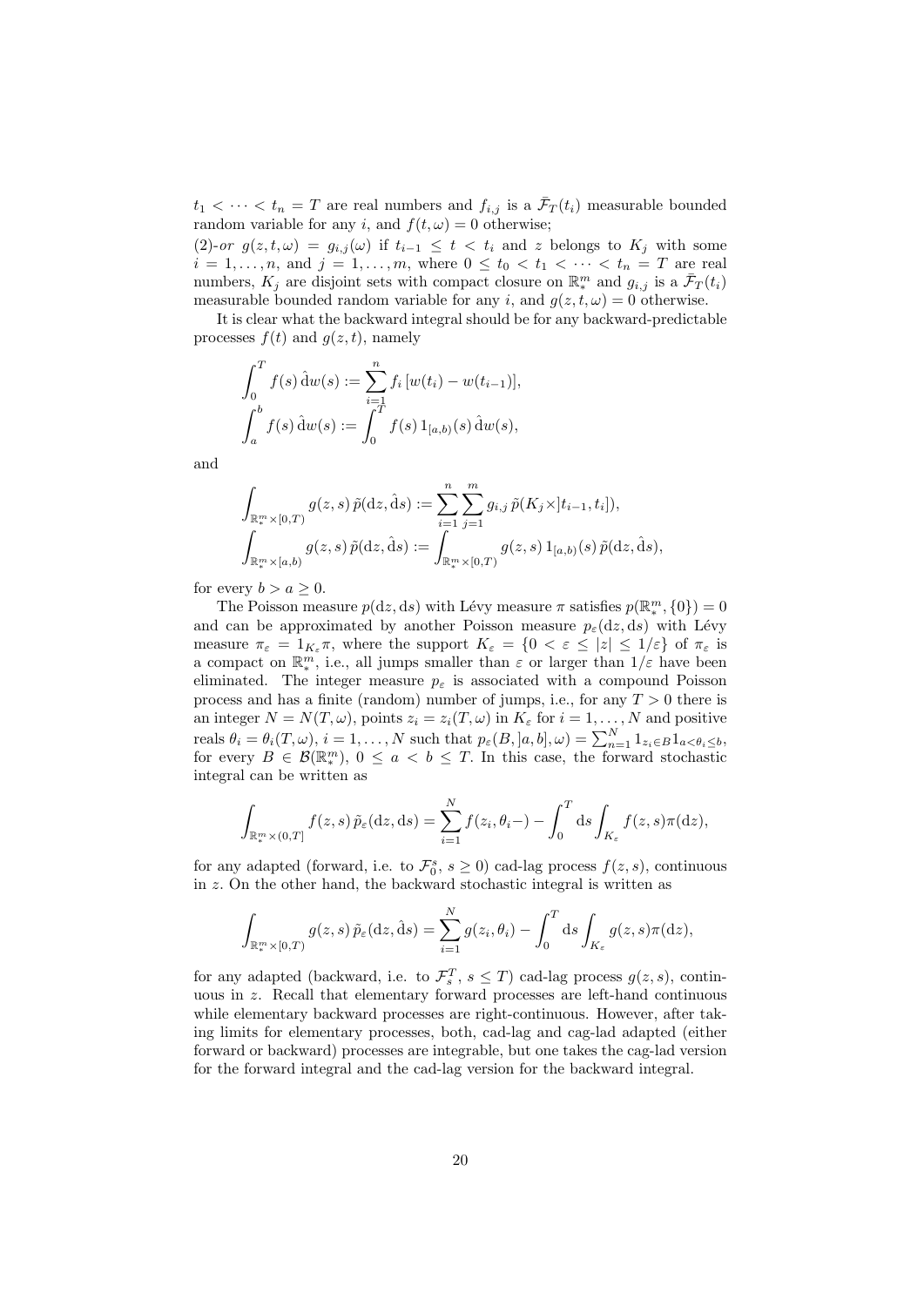$t_1 < \cdots < t_n = T$ are real numbers and $f_{i,j}$ is a $\bar{\mathcal{F}}_T(t_i)$ measurable bounded random variable for any $i$, and $f(t,\omega) = 0$ otherwise;

(2)-*or* $g(z,t,\omega) = g_{i,j}(\omega)$ if $t_{i-1} \le t < t_i$ and $z$ belongs to $K_j$ with some $i = 1,\ldots,n$, and $j = 1,\ldots,m$, where $0 \le t_0 < t_1 < \cdots < t_n = T$ are real numbers, $K_j$ are disjoint sets with compact closure on $\mathbb{R}^m_*$ and $g_{i,j}$ is a $\bar{\mathcal{F}}_T(t_i)$ measurable bounded random variable for any $i$, and $g(z,t,\omega) = 0$ otherwise.

It is clear what the backward integral should be for any backward-predictable processes $f(t)$ and $g(z,t)$, namely

$$\int_0^T f(s)\,\hat{\mathrm{d}}w(s) := \sum_{i=1}^n f_i\,[w(t_i) - w(t_{i-1})],$$
$$\int_a^b f(s)\,\hat{\mathrm{d}}w(s) := \int_0^T f(s)\,1_{[a,b)}(s)\,\hat{\mathrm{d}}w(s),$$

and

$$\int_{\mathbb{R}^m_*\times[0,T)} g(z,s)\,\tilde{p}(\mathrm{d}z,\hat{\mathrm{d}}s) := \sum_{i=1}^n \sum_{j=1}^m g_{i,j}\,\tilde{p}(K_j \times ]t_{i-1},t_i]),$$
$$\int_{\mathbb{R}^m_*\times[a,b)} g(z,s)\,\tilde{p}(\mathrm{d}z,\hat{\mathrm{d}}s) := \int_{\mathbb{R}^m_*\times[0,T)} g(z,s)\,1_{[a,b)}(s)\,\tilde{p}(\mathrm{d}z,\hat{\mathrm{d}}s),$$

for every $b > a \ge 0$.

The Poisson measure $p(\mathrm{d}z,\mathrm{d}s)$ with Lévy measure $\pi$ satisfies $p(\mathbb{R}^m_*,\{0\}) = 0$ and can be approximated by another Poisson measure $p_\varepsilon(\mathrm{d}z,\mathrm{d}s)$ with Lévy measure $\pi_\varepsilon = 1_{K_\varepsilon}\pi$, where the support $K_\varepsilon = \{0 < \varepsilon \le |z| \le 1/\varepsilon\}$ of $\pi_\varepsilon$ is a compact on $\mathbb{R}^m_*$, i.e., all jumps smaller than $\varepsilon$ or larger than $1/\varepsilon$ have been eliminated. The integer measure $p_\varepsilon$ is associated with a compound Poisson process and has a finite (random) number of jumps, i.e., for any $T > 0$ there is an integer $N = N(T,\omega)$, points $z_i = z_i(T,\omega)$ in $K_\varepsilon$ for $i = 1,\ldots,N$ and positive reals $\theta_i = \theta_i(T,\omega)$, $i = 1,\ldots,N$ such that $p_\varepsilon(B,]a,b],\omega) = \sum_{n=1}^N 1_{z_i\in B}1_{a<\theta_i\le b}$, for every $B \in \mathcal{B}(\mathbb{R}^m_*)$, $0 \le a < b \le T$. In this case, the forward stochastic integral can be written as

$$\int_{\mathbb{R}^m_*\times(0,T]} f(z,s)\,\tilde{p}_\varepsilon(\mathrm{d}z,\mathrm{d}s) = \sum_{i=1}^N f(z_i,\theta_i-) - \int_0^T \mathrm{d}s \int_{K_\varepsilon} f(z,s)\pi(\mathrm{d}z),$$

for any adapted (forward, i.e. to $\mathcal{F}^s_0$, $s \ge 0$) cad-lag process $f(z,s)$, continuous in $z$. On the other hand, the backward stochastic integral is written as

$$\int_{\mathbb{R}^m_*\times[0,T)} g(z,s)\,\tilde{p}_\varepsilon(\mathrm{d}z,\hat{\mathrm{d}}s) = \sum_{i=1}^N g(z_i,\theta_i) - \int_0^T \mathrm{d}s \int_{K_\varepsilon} g(z,s)\pi(\mathrm{d}z),$$

for any adapted (backward, i.e. to $\mathcal{F}^T_s$, $s \le T$) cad-lag process $g(z,s)$, continuous in $z$. Recall that elementary forward processes are left-hand continuous while elementary backward processes are right-continuous. However, after taking limits for elementary processes, both, cad-lag and cag-lad adapted (either forward or backward) processes are integrable, but one takes the cag-lad version for the forward integral and the cad-lag version for the backward integral.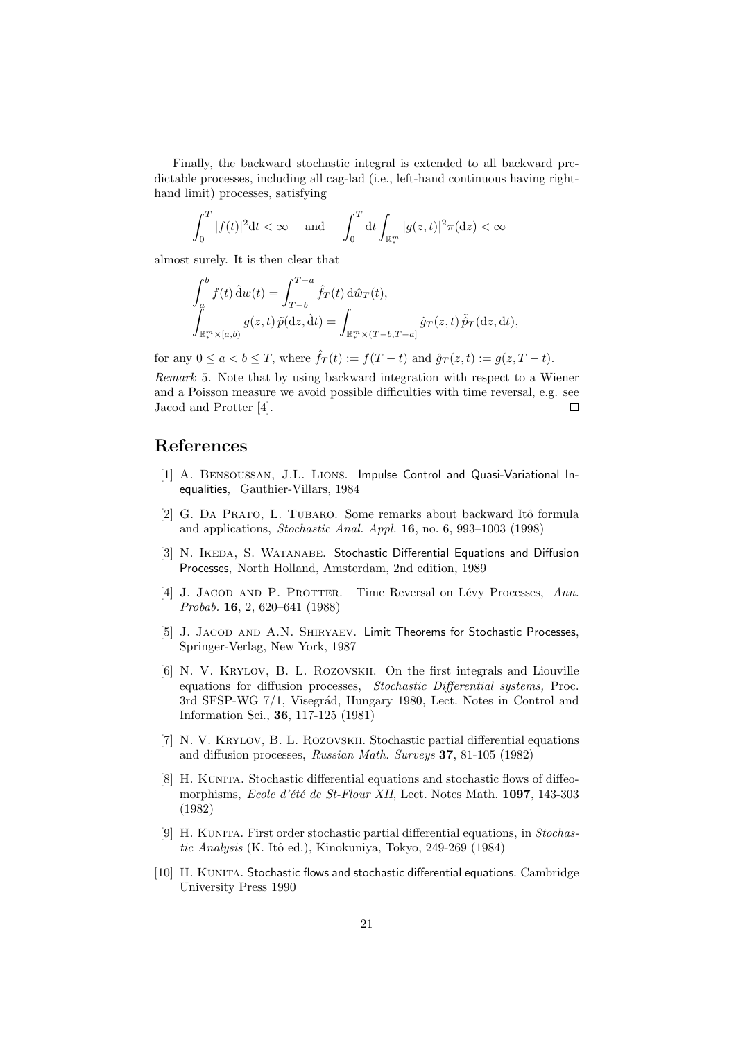Finally, the backward stochastic integral is extended to all backward predictable processes, including all cag-lad (i.e., left-hand continuous having right-hand limit) processes, satisfying

$$\int_0^T |f(t)|^2 \mathrm{d}t < \infty \quad \text{and} \quad \int_0^T \mathrm{d}t \int_{\mathbb{R}_*^m} |g(z,t)|^2 \pi(\mathrm{d}z) < \infty$$

almost surely. It is then clear that

$$\int_a^b f(t)\, \hat{\mathrm{d}}w(t) = \int_{T-b}^{T-a} \hat{f}_T(t)\, \mathrm{d}\hat{w}_T(t),$$
$$\int_{\mathbb{R}_*^m \times [a,b)} g(z,t)\, \tilde{p}(\mathrm{d}z, \hat{\mathrm{d}}t) = \int_{\mathbb{R}_*^m \times (T-b, T-a]} \hat{g}_T(z,t)\, \tilde{\hat{p}}_T(\mathrm{d}z, \mathrm{d}t),$$

for any $0 \leq a < b \leq T$, where $\hat{f}_T(t) := f(T-t)$ and $\hat{g}_T(z,t) := g(z, T-t)$.

*Remark* 5. Note that by using backward integration with respect to a Wiener and a Poisson measure we avoid possible difficulties with time reversal, e.g. see Jacod and Protter [4]. □

# References

[1] A. Bensoussan, J.L. Lions. Impulse Control and Quasi-Variational Inequalities, Gauthier-Villars, 1984

[2] G. Da Prato, L. Tubaro. Some remarks about backward Itô formula and applications, *Stochastic Anal. Appl.* **16**, no. 6, 993–1003 (1998)

[3] N. Ikeda, S. Watanabe. Stochastic Differential Equations and Diffusion Processes, North Holland, Amsterdam, 2nd edition, 1989

[4] J. Jacod and P. Protter. Time Reversal on Lévy Processes, *Ann. Probab.* **16**, 2, 620–641 (1988)

[5] J. Jacod and A.N. Shiryaev. Limit Theorems for Stochastic Processes, Springer-Verlag, New York, 1987

[6] N. V. Krylov, B. L. Rozovskii. On the first integrals and Liouville equations for diffusion processes, *Stochastic Differential systems,* Proc. 3rd SFSP-WG 7/1, Visegrád, Hungary 1980, Lect. Notes in Control and Information Sci., **36**, 117-125 (1981)

[7] N. V. Krylov, B. L. Rozovskii. Stochastic partial differential equations and diffusion processes, *Russian Math. Surveys* **37**, 81-105 (1982)

[8] H. Kunita. Stochastic differential equations and stochastic flows of diffeomorphisms, *Ecole d'été de St-Flour XII*, Lect. Notes Math. **1097**, 143-303 (1982)

[9] H. Kunita. First order stochastic partial differential equations, in *Stochastic Analysis* (K. Itô ed.), Kinokuniya, Tokyo, 249-269 (1984)

[10] H. Kunita. Stochastic flows and stochastic differential equations. Cambridge University Press 1990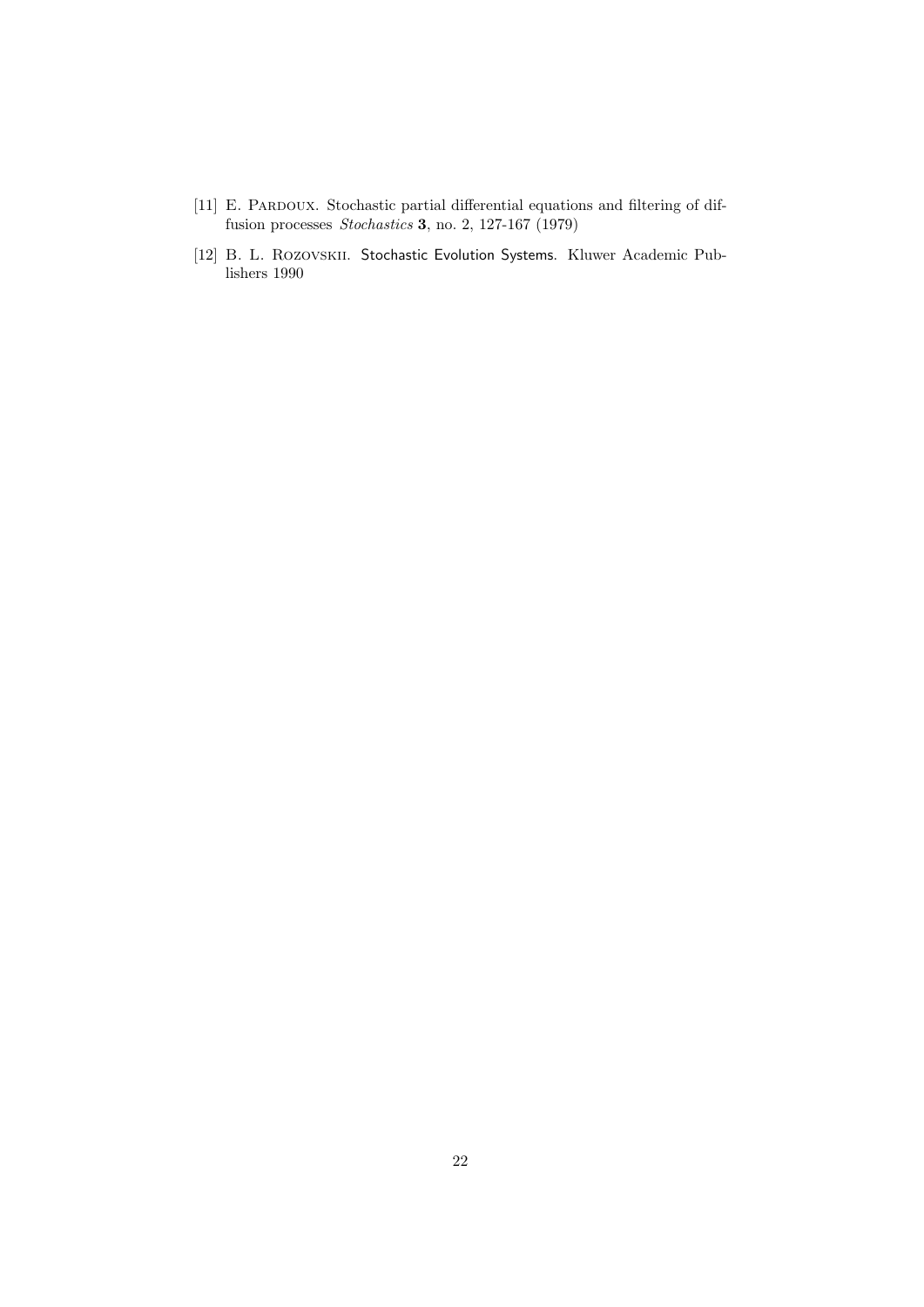[11] E. Pardoux. Stochastic partial differential equations and filtering of diffusion processes *Stochastics* **3**, no. 2, 127-167 (1979)

[12] B. L. Rozovskii. Stochastic Evolution Systems. Kluwer Academic Publishers 1990